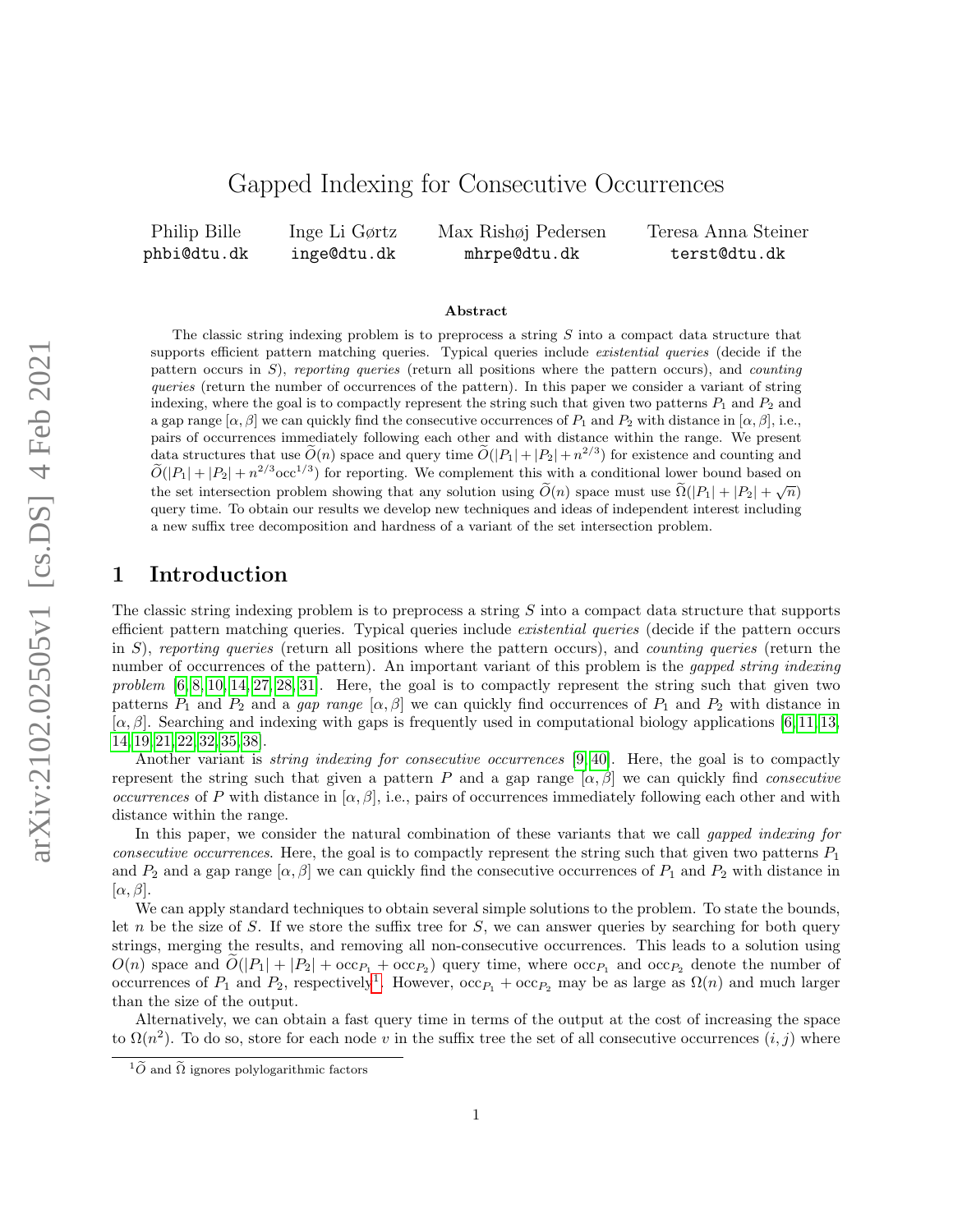# Gapped Indexing for Consecutive Occurrences

Philip Bille
phbi@dtu.dk

Inge Li Gørtz
inge@dtu.dk

Max Rishøj Pedersen
mhrpe@dtu.dk

Teresa Anna Steiner
terst@dtu.dk

### Abstract

The classic string indexing problem is to preprocess a string $S$ into a compact data structure that supports efficient pattern matching queries. Typical queries include *existential queries* (decide if the pattern occurs in $S$), *reporting queries* (return all positions where the pattern occurs), and *counting queries* (return the number of occurrences of the pattern). In this paper we consider a variant of string indexing, where the goal is to compactly represent the string such that given two patterns $P_1$ and $P_2$ and a gap range $[\alpha, \beta]$ we can quickly find the consecutive occurrences of $P_1$ and $P_2$ with distance in $[\alpha, \beta]$, i.e., pairs of occurrences immediately following each other and with distance within the range. We present data structures that use $\widetilde{O}(n)$ space and query time $\widetilde{O}(|P_1| + |P_2| + n^{2/3})$ for existence and counting and $\widetilde{O}(|P_1| + |P_2| + n^{2/3}\text{occ}^{1/3})$ for reporting. We complement this with a conditional lower bound based on the set intersection problem showing that any solution using $\widetilde{O}(n)$ space must use $\widetilde{\Omega}(|P_1| + |P_2| + \sqrt{n})$ query time. To obtain our results we develop new techniques and ideas of independent interest including a new suffix tree decomposition and hardness of a variant of the set intersection problem.

## 1 Introduction

The classic string indexing problem is to preprocess a string $S$ into a compact data structure that supports efficient pattern matching queries. Typical queries include *existential queries* (decide if the pattern occurs in $S$), *reporting queries* (return all positions where the pattern occurs), and *counting queries* (return the number of occurrences of the pattern). An important variant of this problem is the *gapped string indexing problem* [6, 8, 10, 14, 27, 28, 31]. Here, the goal is to compactly represent the string such that given two patterns $P_1$ and $P_2$ and a *gap range* $[\alpha, \beta]$ we can quickly find occurrences of $P_1$ and $P_2$ with distance in $[\alpha, \beta]$. Searching and indexing with gaps is frequently used in computational biology applications [6, 11, 13, 14, 19, 21, 22, 32, 35, 38].

Another variant is *string indexing for consecutive occurrences* [9, 40]. Here, the goal is to compactly represent the string such that given a pattern $P$ and a gap range $[\alpha, \beta]$ we can quickly find *consecutive occurrences* of $P$ with distance in $[\alpha, \beta]$, i.e., pairs of occurrences immediately following each other and with distance within the range.

In this paper, we consider the natural combination of these variants that we call *gapped indexing for consecutive occurrences*. Here, the goal is to compactly represent the string such that given two patterns $P_1$ and $P_2$ and a gap range $[\alpha, \beta]$ we can quickly find the consecutive occurrences of $P_1$ and $P_2$ with distance in $[\alpha, \beta]$.

We can apply standard techniques to obtain several simple solutions to the problem. To state the bounds, let $n$ be the size of $S$. If we store the suffix tree for $S$, we can answer queries by searching for both query strings, merging the results, and removing all non-consecutive occurrences. This leads to a solution using $O(n)$ space and $\widetilde{O}(|P_1| + |P_2| + \text{occ}_{P_1} + \text{occ}_{P_2})$ query time, where $\text{occ}_{P_1}$ and $\text{occ}_{P_2}$ denote the number of occurrences of $P_1$ and $P_2$, respectively[1]. However, $\text{occ}_{P_1} + \text{occ}_{P_2}$ may be as large as $\Omega(n)$ and much larger than the size of the output.

Alternatively, we can obtain a fast query time in terms of the output at the cost of increasing the space to $\Omega(n^2)$. To do so, store for each node $v$ in the suffix tree the set of all consecutive occurrences $(i, j)$ where

[1] $\widetilde{O}$ and $\widetilde{\Omega}$ ignores polylogarithmic factors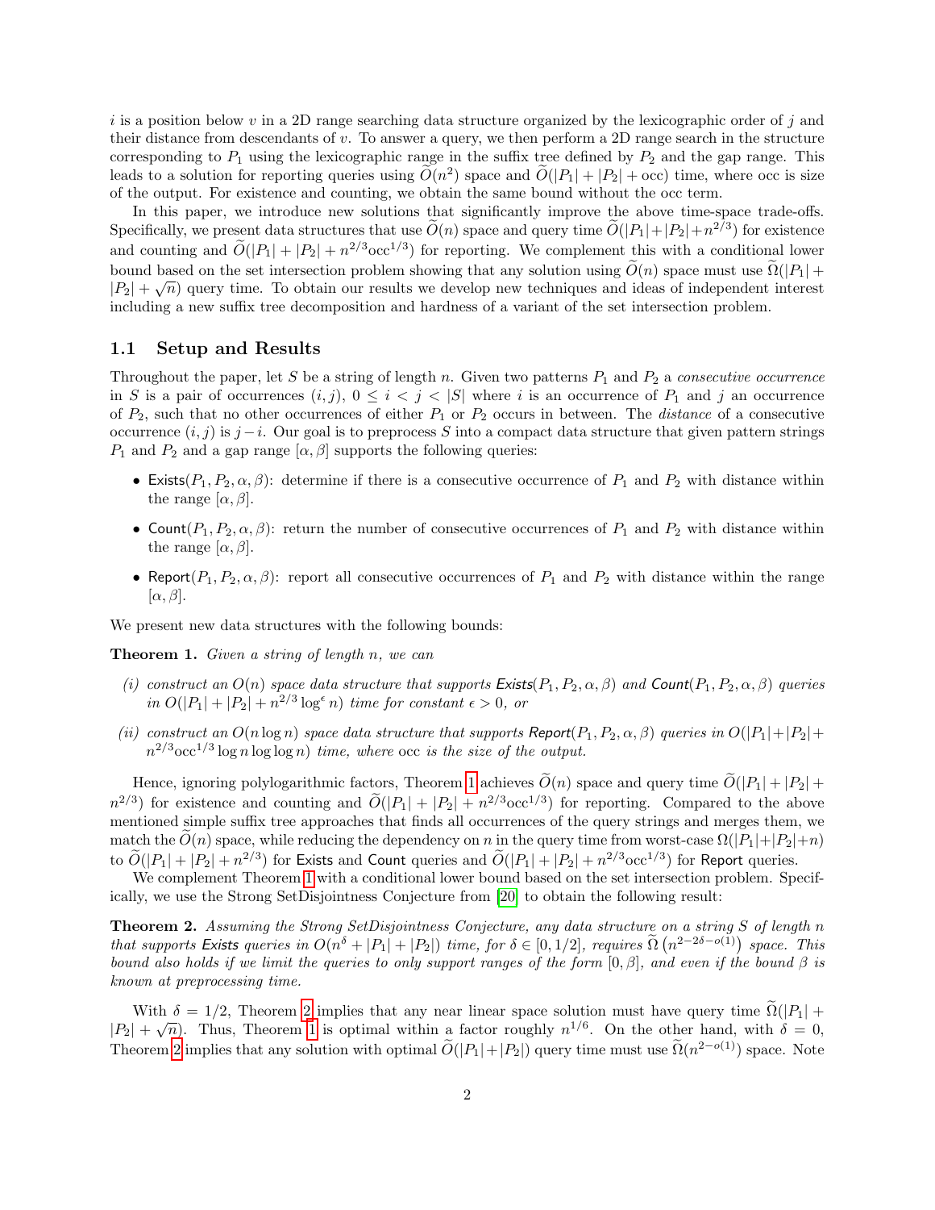$i$ is a position below $v$ in a 2D range searching data structure organized by the lexicographic order of $j$ and their distance from descendants of $v$. To answer a query, we then perform a 2D range search in the structure corresponding to $P_1$ using the lexicographic range in the suffix tree defined by $P_2$ and the gap range. This leads to a solution for reporting queries using $\widetilde{O}(n^2)$ space and $\widetilde{O}(|P_1| + |P_2| + \mathrm{occ})$ time, where occ is size of the output. For existence and counting, we obtain the same bound without the occ term.

In this paper, we introduce new solutions that significantly improve the above time-space trade-offs. Specifically, we present data structures that use $\widetilde{O}(n)$ space and query time $\widetilde{O}(|P_1|+|P_2|+n^{2/3})$ for existence and counting and $\widetilde{O}(|P_1| + |P_2| + n^{2/3}\mathrm{occ}^{1/3})$ for reporting. We complement this with a conditional lower bound based on the set intersection problem showing that any solution using $\widetilde{O}(n)$ space must use $\widetilde{\Omega}(|P_1| + |P_2| + \sqrt{n})$ query time. To obtain our results we develop new techniques and ideas of independent interest including a new suffix tree decomposition and hardness of a variant of the set intersection problem.

## 1.1 Setup and Results

Throughout the paper, let $S$ be a string of length $n$. Given two patterns $P_1$ and $P_2$ a *consecutive occurrence* in $S$ is a pair of occurrences $(i, j)$, $0 \leq i < j < |S|$ where $i$ is an occurrence of $P_1$ and $j$ an occurrence of $P_2$, such that no other occurrences of either $P_1$ or $P_2$ occurs in between. The *distance* of a consecutive occurrence $(i, j)$ is $j - i$. Our goal is to preprocess $S$ into a compact data structure that given pattern strings $P_1$ and $P_2$ and a gap range $[\alpha, \beta]$ supports the following queries:

- $\mathsf{Exists}(P_1, P_2, \alpha, \beta)$: determine if there is a consecutive occurrence of $P_1$ and $P_2$ with distance within the range $[\alpha, \beta]$.
- $\mathsf{Count}(P_1, P_2, \alpha, \beta)$: return the number of consecutive occurrences of $P_1$ and $P_2$ with distance within the range $[\alpha, \beta]$.
- $\mathsf{Report}(P_1, P_2, \alpha, \beta)$: report all consecutive occurrences of $P_1$ and $P_2$ with distance within the range $[\alpha, \beta]$.

We present new data structures with the following bounds:

**Theorem 1.** *Given a string of length $n$, we can*

*(i) construct an $O(n)$ space data structure that supports $\mathsf{Exists}(P_1, P_2, \alpha, \beta)$ and $\mathsf{Count}(P_1, P_2, \alpha, \beta)$ queries in $O(|P_1| + |P_2| + n^{2/3} \log^{\epsilon} n)$ time for constant $\epsilon > 0$, or*

*(ii) construct an $O(n \log n)$ space data structure that supports $\mathsf{Report}(P_1, P_2, \alpha, \beta)$ queries in $O(|P_1|+|P_2|+ n^{2/3}\mathrm{occ}^{1/3} \log n \log \log n)$ time, where occ is the size of the output.*

Hence, ignoring polylogarithmic factors, Theorem 1 achieves $\widetilde{O}(n)$ space and query time $\widetilde{O}(|P_1| + |P_2| + n^{2/3})$ for existence and counting and $\widetilde{O}(|P_1| + |P_2| + n^{2/3}\mathrm{occ}^{1/3})$ for reporting. Compared to the above mentioned simple suffix tree approaches that finds all occurrences of the query strings and merges them, we match the $\widetilde{O}(n)$ space, while reducing the dependency on $n$ in the query time from worst-case $\Omega(|P_1|+|P_2|+n)$ to $\widetilde{O}(|P_1| + |P_2| + n^{2/3})$ for $\mathsf{Exists}$ and $\mathsf{Count}$ queries and $\widetilde{O}(|P_1| + |P_2| + n^{2/3}\mathrm{occ}^{1/3})$ for $\mathsf{Report}$ queries.

We complement Theorem 1 with a conditional lower bound based on the set intersection problem. Specifically, we use the Strong SetDisjointness Conjecture from [20] to obtain the following result:

**Theorem 2.** *Assuming the Strong SetDisjointness Conjecture, any data structure on a string $S$ of length $n$ that supports $\mathsf{Exists}$ queries in $O(n^{\delta} + |P_1| + |P_2|)$ time, for $\delta \in [0, 1/2]$, requires $\widetilde{\Omega}\left(n^{2-2\delta-o(1)}\right)$ space. This bound also holds if we limit the queries to only support ranges of the form $[0, \beta]$, and even if the bound $\beta$ is known at preprocessing time.*

With $\delta = 1/2$, Theorem 2 implies that any near linear space solution must have query time $\widetilde{\Omega}(|P_1| + |P_2| + \sqrt{n})$. Thus, Theorem 1 is optimal within a factor roughly $n^{1/6}$. On the other hand, with $\delta = 0$, Theorem 2 implies that any solution with optimal $\widetilde{O}(|P_1|+|P_2|)$ query time must use $\widetilde{\Omega}(n^{2-o(1)})$ space. Note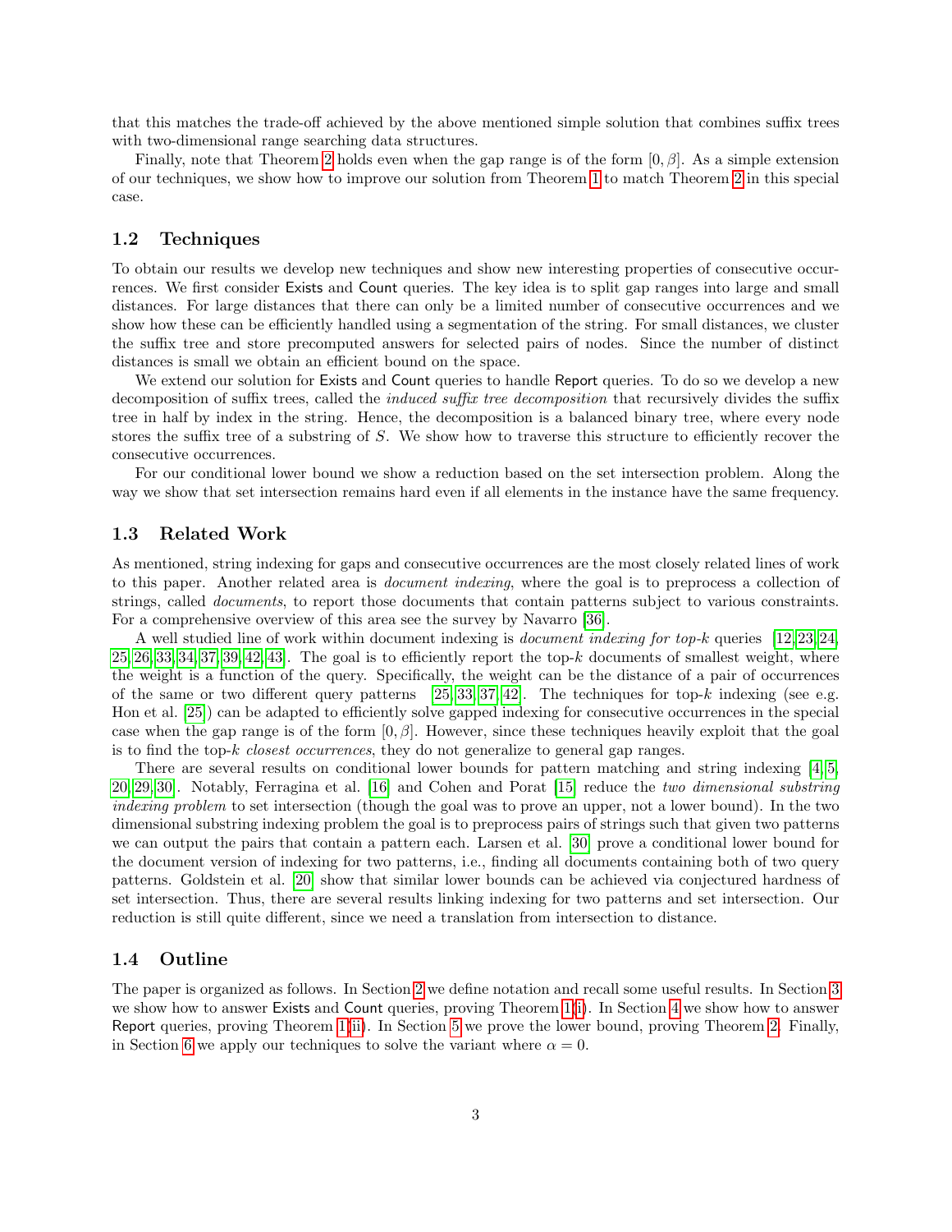that this matches the trade-off achieved by the above mentioned simple solution that combines suffix trees with two-dimensional range searching data structures.

Finally, note that Theorem 2 holds even when the gap range is of the form $[0, \beta]$. As a simple extension of our techniques, we show how to improve our solution from Theorem 1 to match Theorem 2 in this special case.

### 1.2 Techniques

To obtain our results we develop new techniques and show new interesting properties of consecutive occurrences. We first consider Exists and Count queries. The key idea is to split gap ranges into large and small distances. For large distances that there can only be a limited number of consecutive occurrences and we show how these can be efficiently handled using a segmentation of the string. For small distances, we cluster the suffix tree and store precomputed answers for selected pairs of nodes. Since the number of distinct distances is small we obtain an efficient bound on the space.

We extend our solution for Exists and Count queries to handle Report queries. To do so we develop a new decomposition of suffix trees, called the *induced suffix tree decomposition* that recursively divides the suffix tree in half by index in the string. Hence, the decomposition is a balanced binary tree, where every node stores the suffix tree of a substring of $S$. We show how to traverse this structure to efficiently recover the consecutive occurrences.

For our conditional lower bound we show a reduction based on the set intersection problem. Along the way we show that set intersection remains hard even if all elements in the instance have the same frequency.

### 1.3 Related Work

As mentioned, string indexing for gaps and consecutive occurrences are the most closely related lines of work to this paper. Another related area is *document indexing*, where the goal is to preprocess a collection of strings, called *documents*, to report those documents that contain patterns subject to various constraints. For a comprehensive overview of this area see the survey by Navarro [36].

A well studied line of work within document indexing is *document indexing for top-k* queries [12, 23, 24, 25, 26, 33, 34, 37, 39, 42, 43]. The goal is to efficiently report the top-$k$ documents of smallest weight, where the weight is a function of the query. Specifically, the weight can be the distance of a pair of occurrences of the same or two different query patterns [25, 33, 37, 42]. The techniques for top-$k$ indexing (see e.g. Hon et al. [25]) can be adapted to efficiently solve gapped indexing for consecutive occurrences in the special case when the gap range is of the form $[0, \beta]$. However, since these techniques heavily exploit that the goal is to find the top-$k$ *closest occurrences*, they do not generalize to general gap ranges.

There are several results on conditional lower bounds for pattern matching and string indexing [4, 5, 20, 29, 30]. Notably, Ferragina et al. [16] and Cohen and Porat [15] reduce the *two dimensional substring indexing problem* to set intersection (though the goal was to prove an upper, not a lower bound). In the two dimensional substring indexing problem the goal is to preprocess pairs of strings such that given two patterns we can output the pairs that contain a pattern each. Larsen et al. [30] prove a conditional lower bound for the document version of indexing for two patterns, i.e., finding all documents containing both of two query patterns. Goldstein et al. [20] show that similar lower bounds can be achieved via conjectured hardness of set intersection. Thus, there are several results linking indexing for two patterns and set intersection. Our reduction is still quite different, since we need a translation from intersection to distance.

### 1.4 Outline

The paper is organized as follows. In Section 2 we define notation and recall some useful results. In Section 3 we show how to answer Exists and Count queries, proving Theorem 1(i). In Section 4 we show how to answer Report queries, proving Theorem 1(ii). In Section 5 we prove the lower bound, proving Theorem 2. Finally, in Section 6 we apply our techniques to solve the variant where $\alpha = 0$.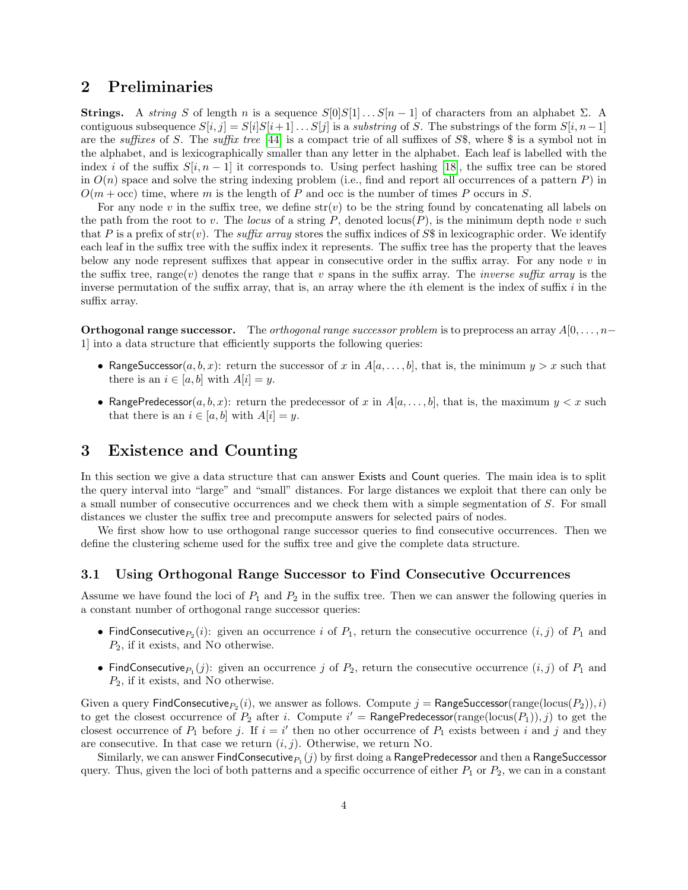## 2 Preliminaries

**Strings.** A *string* $S$ of length $n$ is a sequence $S[0]S[1]\dots S[n-1]$ of characters from an alphabet $\Sigma$. A contiguous subsequence $S[i,j] = S[i]S[i+1]\dots S[j]$ is a *substring* of $S$. The substrings of the form $S[i,n-1]$ are the *suffixes* of $S$. The *suffix tree* [44] is a compact trie of all suffixes of $S\$$, where \$ is a symbol not in the alphabet, and is lexicographically smaller than any letter in the alphabet. Each leaf is labelled with the index $i$ of the suffix $S[i,n-1]$ it corresponds to. Using perfect hashing [18], the suffix tree can be stored in $O(n)$ space and solve the string indexing problem (i.e., find and report all occurrences of a pattern $P$) in $O(m + \text{occ})$ time, where $m$ is the length of $P$ and occ is the number of times $P$ occurs in $S$.

For any node $v$ in the suffix tree, we define $\text{str}(v)$ to be the string found by concatenating all labels on the path from the root to $v$. The *locus* of a string $P$, denoted $\text{locus}(P)$, is the minimum depth node $v$ such that $P$ is a prefix of $\text{str}(v)$. The *suffix array* stores the suffix indices of $S\$$ in lexicographic order. We identify each leaf in the suffix tree with the suffix index it represents. The suffix tree has the property that the leaves below any node represent suffixes that appear in consecutive order in the suffix array. For any node $v$ in the suffix tree, $\text{range}(v)$ denotes the range that $v$ spans in the suffix array. The *inverse suffix array* is the inverse permutation of the suffix array, that is, an array where the $i$th element is the index of suffix $i$ in the suffix array.

**Orthogonal range successor.** The *orthogonal range successor problem* is to preprocess an array $A[0,\dots,n-1]$ into a data structure that efficiently supports the following queries:

- $\mathsf{RangeSuccessor}(a,b,x)$: return the successor of $x$ in $A[a,\dots,b]$, that is, the minimum $y > x$ such that there is an $i \in [a,b]$ with $A[i] = y$.
- $\mathsf{RangePredecessor}(a,b,x)$: return the predecessor of $x$ in $A[a,\dots,b]$, that is, the maximum $y < x$ such that there is an $i \in [a,b]$ with $A[i] = y$.

## 3 Existence and Counting

In this section we give a data structure that can answer Exists and Count queries. The main idea is to split the query interval into "large" and "small" distances. For large distances we exploit that there can only be a small number of consecutive occurrences and we check them with a simple segmentation of $S$. For small distances we cluster the suffix tree and precompute answers for selected pairs of nodes.

We first show how to use orthogonal range successor queries to find consecutive occurrences. Then we define the clustering scheme used for the suffix tree and give the complete data structure.

### 3.1 Using Orthogonal Range Successor to Find Consecutive Occurrences

Assume we have found the loci of $P_1$ and $P_2$ in the suffix tree. Then we can answer the following queries in a constant number of orthogonal range successor queries:

- $\mathsf{FindConsecutive}_{P_2}(i)$: given an occurrence $i$ of $P_1$, return the consecutive occurrence $(i,j)$ of $P_1$ and $P_2$, if it exists, and NO otherwise.
- $\mathsf{FindConsecutive}_{P_1}(j)$: given an occurrence $j$ of $P_2$, return the consecutive occurrence $(i,j)$ of $P_1$ and $P_2$, if it exists, and NO otherwise.

Given a query $\mathsf{FindConsecutive}_{P_2}(i)$, we answer as follows. Compute $j = \mathsf{RangeSuccessor}(\text{range}(\text{locus}(P_2)), i)$ to get the closest occurrence of $P_2$ after $i$. Compute $i' = \mathsf{RangePredecessor}(\text{range}(\text{locus}(P_1)), j)$ to get the closest occurrence of $P_1$ before $j$. If $i = i'$ then no other occurrence of $P_1$ exists between $i$ and $j$ and they are consecutive. In that case we return $(i,j)$. Otherwise, we return NO.

Similarly, we can answer $\mathsf{FindConsecutive}_{P_1}(j)$ by first doing a $\mathsf{RangePredecessor}$ and then a $\mathsf{RangeSuccessor}$ query. Thus, given the loci of both patterns and a specific occurrence of either $P_1$ or $P_2$, we can in a constant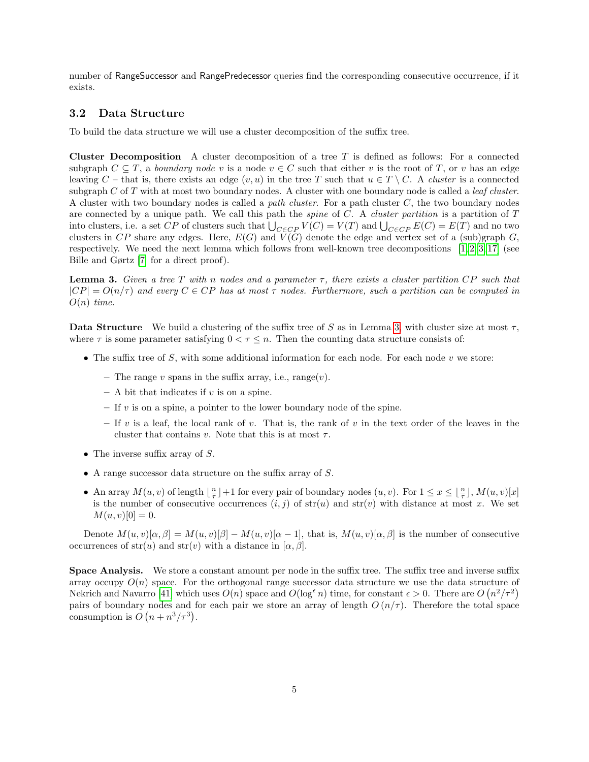number of RangeSuccessor and RangePredecessor queries find the corresponding consecutive occurrence, if it exists.

## 3.2 Data Structure

To build the data structure we will use a cluster decomposition of the suffix tree.

**Cluster Decomposition** A cluster decomposition of a tree $T$ is defined as follows: For a connected subgraph $C \subseteq T$, a *boundary node* $v$ is a node $v \in C$ such that either $v$ is the root of $T$, or $v$ has an edge leaving $C$ – that is, there exists an edge $(v, u)$ in the tree $T$ such that $u \in T \setminus C$. A *cluster* is a connected subgraph $C$ of $T$ with at most two boundary nodes. A cluster with one boundary node is called a *leaf cluster*. A cluster with two boundary nodes is called a *path cluster*. For a path cluster $C$, the two boundary nodes are connected by a unique path. We call this path the *spine* of $C$. A *cluster partition* is a partition of $T$ into clusters, i.e. a set $CP$ of clusters such that $\bigcup_{C \in CP} V(C) = V(T)$ and $\bigcup_{C \in CP} E(C) = E(T)$ and no two clusters in $CP$ share any edges. Here, $E(G)$ and $V(G)$ denote the edge and vertex set of a (sub)graph $G$, respectively. We need the next lemma which follows from well-known tree decompositions [1, 2, 3, 17] (see Bille and Gørtz [7] for a direct proof).

**Lemma 3.** *Given a tree $T$ with $n$ nodes and a parameter $\tau$, there exists a cluster partition $CP$ such that $|CP| = O(n/\tau)$ and every $C \in CP$ has at most $\tau$ nodes. Furthermore, such a partition can be computed in $O(n)$ time.*

**Data Structure** We build a clustering of the suffix tree of $S$ as in Lemma 3, with cluster size at most $\tau$, where $\tau$ is some parameter satisfying $0 < \tau \leq n$. Then the counting data structure consists of:

- The suffix tree of $S$, with some additional information for each node. For each node $v$ we store:
  - The range $v$ spans in the suffix array, i.e., range($v$).
  - A bit that indicates if $v$ is on a spine.
  - If $v$ is on a spine, a pointer to the lower boundary node of the spine.
  - If $v$ is a leaf, the local rank of $v$. That is, the rank of $v$ in the text order of the leaves in the cluster that contains $v$. Note that this is at most $\tau$.
- The inverse suffix array of $S$.
- A range successor data structure on the suffix array of $S$.
- An array $M(u, v)$ of length $\lfloor \frac{n}{\tau} \rfloor + 1$ for every pair of boundary nodes $(u, v)$. For $1 \leq x \leq \lfloor \frac{n}{\tau} \rfloor$, $M(u, v)[x]$ is the number of consecutive occurrences $(i, j)$ of str($u$) and str($v$) with distance at most $x$. We set $M(u, v)[0] = 0$.

Denote $M(u, v)[\alpha, \beta] = M(u, v)[\beta] - M(u, v)[\alpha - 1]$, that is, $M(u, v)[\alpha, \beta]$ is the number of consecutive occurrences of str($u$) and str($v$) with a distance in $[\alpha, \beta]$.

**Space Analysis.** We store a constant amount per node in the suffix tree. The suffix tree and inverse suffix array occupy $O(n)$ space. For the orthogonal range successor data structure we use the data structure of Nekrich and Navarro [41] which uses $O(n)$ space and $O(\log^{\epsilon} n)$ time, for constant $\epsilon > 0$. There are $O(n^2/\tau^2)$ pairs of boundary nodes and for each pair we store an array of length $O(n/\tau)$. Therefore the total space consumption is $O(n + n^3/\tau^3)$.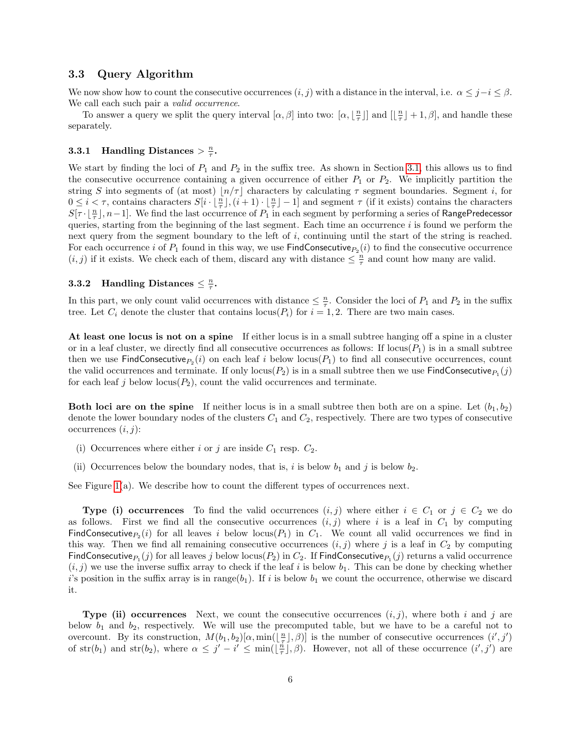### 3.3 Query Algorithm

We now show how to count the consecutive occurrences $(i, j)$ with a distance in the interval, i.e. $\alpha \le j - i \le \beta$. We call each such pair a *valid occurrence*.

To answer a query we split the query interval $[\alpha, \beta]$ into two: $[\alpha, \lfloor \frac{n}{\tau} \rfloor]$ and $[\lfloor \frac{n}{\tau} \rfloor + 1, \beta]$, and handle these separately.

#### 3.3.1 Handling Distances $> \frac{n}{\tau}$.

We start by finding the loci of $P_1$ and $P_2$ in the suffix tree. As shown in Section 3.1, this allows us to find the consecutive occurrence containing a given occurrence of either $P_1$ or $P_2$. We implicitly partition the string $S$ into segments of (at most) $\lfloor n/\tau \rfloor$ characters by calculating $\tau$ segment boundaries. Segment $i$, for $0 \le i < \tau$, contains characters $S[i \cdot \lfloor \frac{n}{\tau} \rfloor, (i+1) \cdot \lfloor \frac{n}{\tau} \rfloor - 1]$ and segment $\tau$ (if it exists) contains the characters $S[\tau \cdot \lfloor \frac{n}{\tau} \rfloor, n-1]$. We find the last occurrence of $P_1$ in each segment by performing a series of RangePredecessor queries, starting from the beginning of the last segment. Each time an occurrence $i$ is found we perform the next query from the segment boundary to the left of $i$, continuing until the start of the string is reached. For each occurrence $i$ of $P_1$ found in this way, we use $\mathsf{FindConsecutive}_{P_2}(i)$ to find the consecutive occurrence $(i, j)$ if it exists. We check each of them, discard any with distance $\le \frac{n}{\tau}$ and count how many are valid.

#### 3.3.2 Handling Distances $\le \frac{n}{\tau}$.

In this part, we only count valid occurrences with distance $\le \frac{n}{\tau}$. Consider the loci of $P_1$ and $P_2$ in the suffix tree. Let $C_i$ denote the cluster that contains $\mathrm{locus}(P_i)$ for $i = 1, 2$. There are two main cases.

**At least one locus is not on a spine** If either locus is in a small subtree hanging off a spine in a cluster or in a leaf cluster, we directly find all consecutive occurrences as follows: If $\mathrm{locus}(P_1)$ is in a small subtree then we use $\mathsf{FindConsecutive}_{P_2}(i)$ on each leaf $i$ below $\mathrm{locus}(P_1)$ to find all consecutive occurrences, count the valid occurrences and terminate. If only $\mathrm{locus}(P_2)$ is in a small subtree then we use $\mathsf{FindConsecutive}_{P_1}(j)$ for each leaf $j$ below $\mathrm{locus}(P_2)$, count the valid occurrences and terminate.

**Both loci are on the spine** If neither locus is in a small subtree then both are on a spine. Let $(b_1, b_2)$ denote the lower boundary nodes of the clusters $C_1$ and $C_2$, respectively. There are two types of consecutive occurrences $(i, j)$:

- (i) Occurrences where either $i$ or $j$ are inside $C_1$ resp. $C_2$.
- (ii) Occurrences below the boundary nodes, that is, $i$ is below $b_1$ and $j$ is below $b_2$.

See Figure 1(a). We describe how to count the different types of occurrences next.

**Type (i) occurrences** To find the valid occurrences $(i, j)$ where either $i \in C_1$ or $j \in C_2$ we do as follows. First we find all the consecutive occurrences $(i, j)$ where $i$ is a leaf in $C_1$ by computing $\mathsf{FindConsecutive}_{P_2}(i)$ for all leaves $i$ below $\mathrm{locus}(P_1)$ in $C_1$. We count all valid occurrences we find in this way. Then we find all remaining consecutive occurrences $(i, j)$ where $j$ is a leaf in $C_2$ by computing $\mathsf{FindConsecutive}_{P_1}(j)$ for all leaves $j$ below $\mathrm{locus}(P_2)$ in $C_2$. If $\mathsf{FindConsecutive}_{P_1}(j)$ returns a valid occurrence $(i, j)$ we use the inverse suffix array to check if the leaf $i$ is below $b_1$. This can be done by checking whether $i$'s position in the suffix array is in $\mathrm{range}(b_1)$. If $i$ is below $b_1$ we count the occurrence, otherwise we discard it.

**Type (ii) occurrences** Next, we count the consecutive occurrences $(i, j)$, where both $i$ and $j$ are below $b_1$ and $b_2$, respectively. We will use the precomputed table, but we have to be a careful not to overcount. By its construction, $M(b_1, b_2)[\alpha, \min(\lfloor \frac{n}{\tau} \rfloor, \beta)]$ is the number of consecutive occurrences $(i', j')$ of $\mathrm{str}(b_1)$ and $\mathrm{str}(b_2)$, where $\alpha \le j' - i' \le \min(\lfloor \frac{n}{\tau} \rfloor, \beta)$. However, not all of these occurrence $(i', j')$ are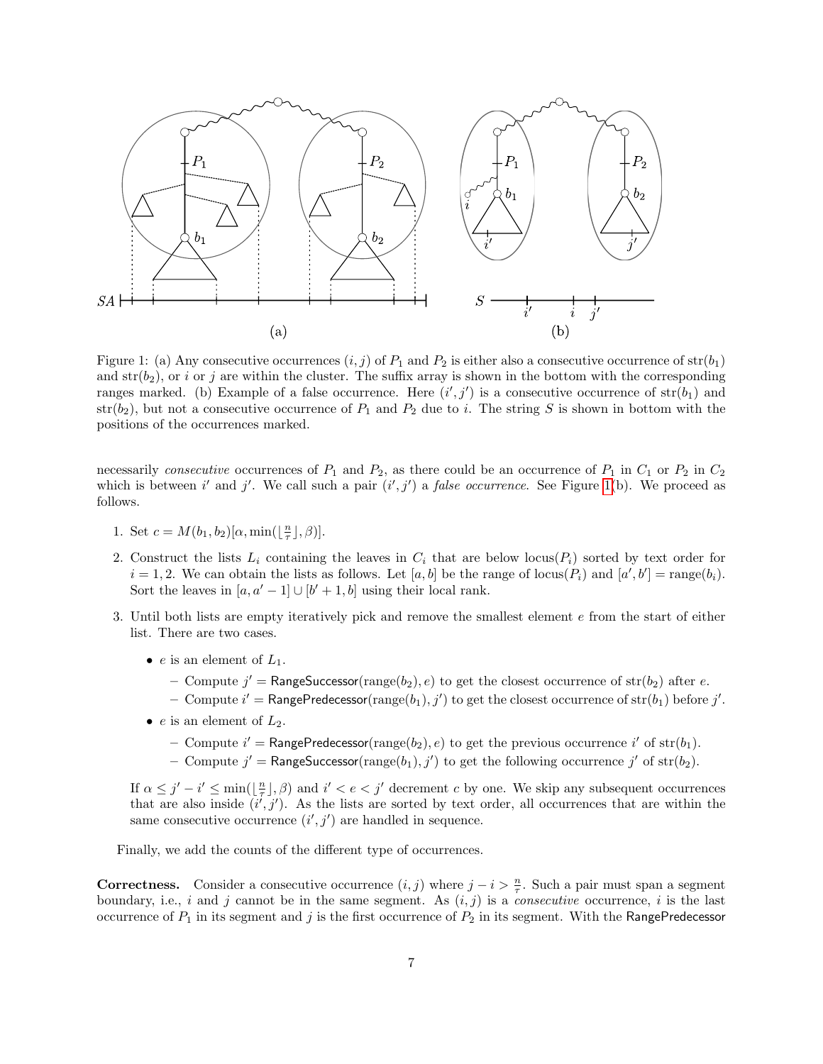Figure 1: (a) Any consecutive occurrences $(i, j)$ of $P_1$ and $P_2$ is either also a consecutive occurrence of $\mathrm{str}(b_1)$ and $\mathrm{str}(b_2)$, or $i$ or $j$ are within the cluster. The suffix array is shown in the bottom with the corresponding ranges marked. (b) Example of a false occurrence. Here $(i', j')$ is a consecutive occurrence of $\mathrm{str}(b_1)$ and $\mathrm{str}(b_2)$, but not a consecutive occurrence of $P_1$ and $P_2$ due to $i$. The string $S$ is shown in bottom with the positions of the occurrences marked.

necessarily *consecutive* occurrences of $P_1$ and $P_2$, as there could be an occurrence of $P_1$ in $C_1$ or $P_2$ in $C_2$ which is between $i'$ and $j'$. We call such a pair $(i', j')$ a *false occurrence*. See Figure 1(b). We proceed as follows.

1. Set $c = M(b_1, b_2)[\alpha, \min(\lfloor \frac{n}{\tau} \rfloor, \beta)]$.
2. Construct the lists $L_i$ containing the leaves in $C_i$ that are below $\mathrm{locus}(P_i)$ sorted by text order for $i = 1, 2$. We can obtain the lists as follows. Let $[a, b]$ be the range of $\mathrm{locus}(P_i)$ and $[a', b'] = \mathrm{range}(b_i)$. Sort the leaves in $[a, a'-1] \cup [b'+1, b]$ using their local rank.
3. Until both lists are empty iteratively pick and remove the smallest element $e$ from the start of either list. There are two cases.
   - $e$ is an element of $L_1$.
     - Compute $j' = \mathsf{RangeSuccessor}(\mathrm{range}(b_2), e)$ to get the closest occurrence of $\mathrm{str}(b_2)$ after $e$.
     - Compute $i' = \mathsf{RangePredecessor}(\mathrm{range}(b_1), j')$ to get the closest occurrence of $\mathrm{str}(b_1)$ before $j'$.
   - $e$ is an element of $L_2$.
     - Compute $i' = \mathsf{RangePredecessor}(\mathrm{range}(b_2), e)$ to get the previous occurrence $i'$ of $\mathrm{str}(b_1)$.
     - Compute $j' = \mathsf{RangeSuccessor}(\mathrm{range}(b_1), j')$ to get the following occurrence $j'$ of $\mathrm{str}(b_2)$.

   If $\alpha \le j' - i' \le \min(\lfloor \frac{n}{\tau} \rfloor, \beta)$ and $i' < e < j'$ decrement $c$ by one. We skip any subsequent occurrences that are also inside $(i', j')$. As the lists are sorted by text order, all occurrences that are within the same consecutive occurrence $(i', j')$ are handled in sequence.

Finally, we add the counts of the different type of occurrences.

**Correctness.** Consider a consecutive occurrence $(i, j)$ where $j - i > \frac{n}{\tau}$. Such a pair must span a segment boundary, i.e., $i$ and $j$ cannot be in the same segment. As $(i, j)$ is a *consecutive* occurrence, $i$ is the last occurrence of $P_1$ in its segment and $j$ is the first occurrence of $P_2$ in its segment. With the $\mathsf{RangePredecessor}$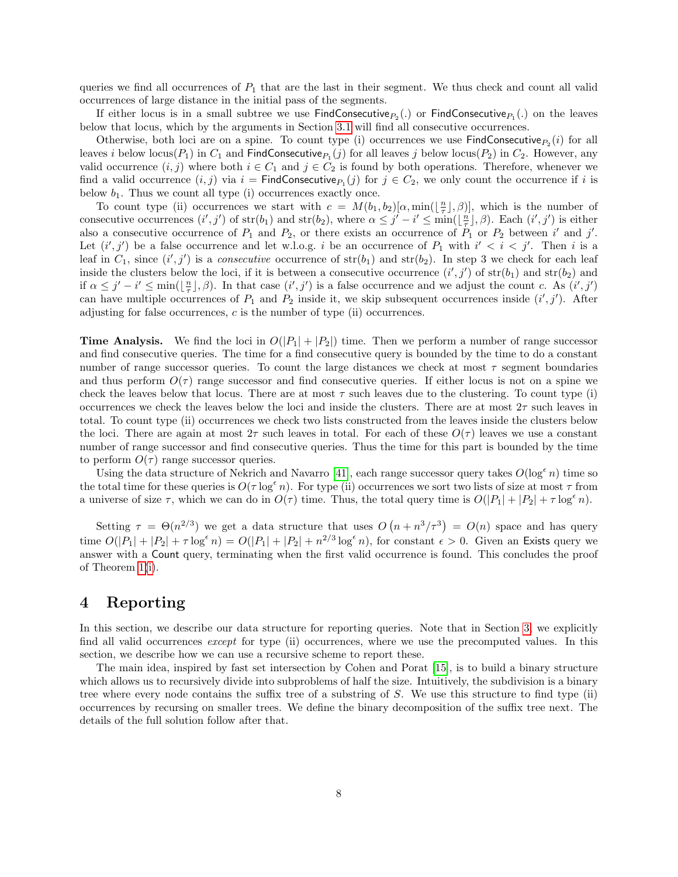queries we find all occurrences of $P_1$ that are the last in their segment. We thus check and count all valid occurrences of large distance in the initial pass of the segments.

If either locus is in a small subtree we use $\mathsf{FindConsecutive}_{P_2}(.)$ or $\mathsf{FindConsecutive}_{P_1}(.)$ on the leaves below that locus, which by the arguments in Section 3.1 will find all consecutive occurrences.

Otherwise, both loci are on a spine. To count type (i) occurrences we use $\mathsf{FindConsecutive}_{P_2}(i)$ for all leaves $i$ below $\mathrm{locus}(P_1)$ in $C_1$ and $\mathsf{FindConsecutive}_{P_1}(j)$ for all leaves $j$ below $\mathrm{locus}(P_2)$ in $C_2$. However, any valid occurrence $(i, j)$ where both $i \in C_1$ and $j \in C_2$ is found by both operations. Therefore, whenever we find a valid occurrence $(i, j)$ via $i = \mathsf{FindConsecutive}_{P_1}(j)$ for $j \in C_2$, we only count the occurrence if $i$ is below $b_1$. Thus we count all type (i) occurrences exactly once.

To count type (ii) occurrences we start with $c = M(b_1, b_2)[\alpha, \min(\lfloor \frac{n}{\tau} \rfloor, \beta)]$, which is the number of consecutive occurrences $(i', j')$ of $\mathrm{str}(b_1)$ and $\mathrm{str}(b_2)$, where $\alpha \le j' - i' \le \min(\lfloor \frac{n}{\tau} \rfloor, \beta)$. Each $(i', j')$ is either also a consecutive occurrence of $P_1$ and $P_2$, or there exists an occurrence of $P_1$ or $P_2$ between $i'$ and $j'$. Let $(i', j')$ be a false occurrence and let w.l.o.g. $i$ be an occurrence of $P_1$ with $i' < i < j'$. Then $i$ is a leaf in $C_1$, since $(i', j')$ is a *consecutive* occurrence of $\mathrm{str}(b_1)$ and $\mathrm{str}(b_2)$. In step 3 we check for each leaf inside the clusters below the loci, if it is between a consecutive occurrence $(i', j')$ of $\mathrm{str}(b_1)$ and $\mathrm{str}(b_2)$ and if $\alpha \le j' - i' \le \min(\lfloor \frac{n}{\tau} \rfloor, \beta)$. In that case $(i', j')$ is a false occurrence and we adjust the count $c$. As $(i', j')$ can have multiple occurrences of $P_1$ and $P_2$ inside it, we skip subsequent occurrences inside $(i', j')$. After adjusting for false occurrences, $c$ is the number of type (ii) occurrences.

**Time Analysis.** We find the loci in $O(|P_1| + |P_2|)$ time. Then we perform a number of range successor and find consecutive queries. The time for a find consecutive query is bounded by the time to do a constant number of range successor queries. To count the large distances we check at most $\tau$ segment boundaries and thus perform $O(\tau)$ range successor and find consecutive queries. If either locus is not on a spine we check the leaves below that locus. There are at most $\tau$ such leaves due to the clustering. To count type (i) occurrences we check the leaves below the loci and inside the clusters. There are at most $2\tau$ such leaves in total. To count type (ii) occurrences we check two lists constructed from the leaves inside the clusters below the loci. There are again at most $2\tau$ such leaves in total. For each of these $O(\tau)$ leaves we use a constant number of range successor and find consecutive queries. Thus the time for this part is bounded by the time to perform $O(\tau)$ range successor queries.

Using the data structure of Nekrich and Navarro [41], each range successor query takes $O(\log^\epsilon n)$ time so the total time for these queries is $O(\tau \log^\epsilon n)$. For type (ii) occurrences we sort two lists of size at most $\tau$ from a universe of size $\tau$, which we can do in $O(\tau)$ time. Thus, the total query time is $O(|P_1| + |P_2| + \tau \log^\epsilon n)$.

Setting $\tau = \Theta(n^{2/3})$ we get a data structure that uses $O\left(n + n^3/\tau^3\right) = O(n)$ space and has query time $O(|P_1| + |P_2| + \tau \log^\epsilon n) = O(|P_1| + |P_2| + n^{2/3} \log^\epsilon n)$, for constant $\epsilon > 0$. Given an $\mathsf{Exists}$ query we answer with a $\mathsf{Count}$ query, terminating when the first valid occurrence is found. This concludes the proof of Theorem 1(i).

# 4 Reporting

In this section, we describe our data structure for reporting queries. Note that in Section 3, we explicitly find all valid occurrences *except* for type (ii) occurrences, where we use the precomputed values. In this section, we describe how we can use a recursive scheme to report these.

The main idea, inspired by fast set intersection by Cohen and Porat [15], is to build a binary structure which allows us to recursively divide into subproblems of half the size. Intuitively, the subdivision is a binary tree where every node contains the suffix tree of a substring of $S$. We use this structure to find type (ii) occurrences by recursing on smaller trees. We define the binary decomposition of the suffix tree next. The details of the full solution follow after that.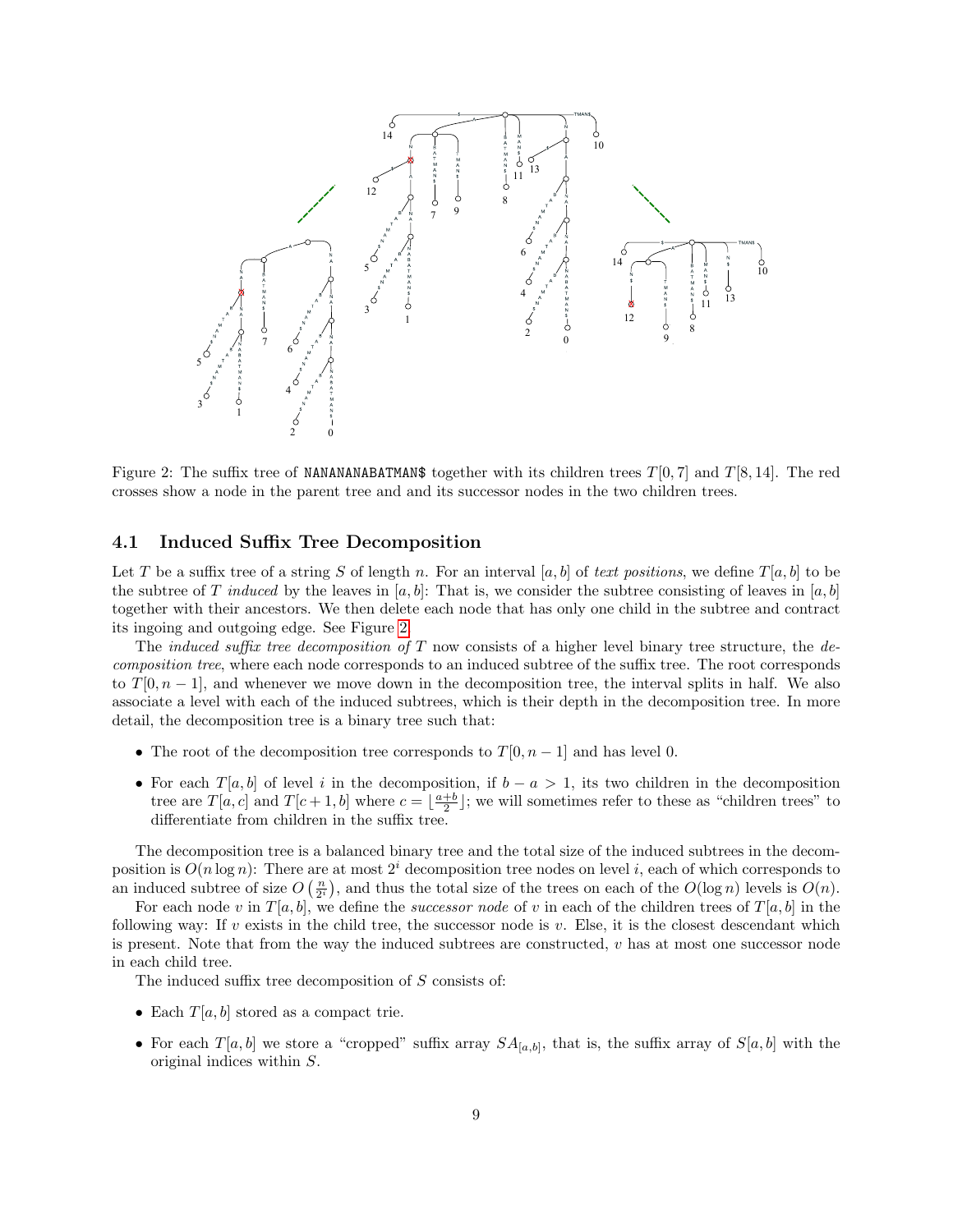Figure 2: The suffix tree of NANANANABATMAN$ together with its children trees $T[0,7]$ and $T[8,14]$. The red crosses show a node in the parent tree and and its successor nodes in the two children trees.

### 4.1 Induced Suffix Tree Decomposition

Let $T$ be a suffix tree of a string $S$ of length $n$. For an interval $[a,b]$ of *text positions*, we define $T[a,b]$ to be the subtree of $T$ *induced* by the leaves in $[a,b]$: That is, we consider the subtree consisting of leaves in $[a,b]$ together with their ancestors. We then delete each node that has only one child in the subtree and contract its ingoing and outgoing edge. See Figure 2.

The *induced suffix tree decomposition of* $T$ now consists of a higher level binary tree structure, the *decomposition tree*, where each node corresponds to an induced subtree of the suffix tree. The root corresponds to $T[0,n-1]$, and whenever we move down in the decomposition tree, the interval splits in half. We also associate a level with each of the induced subtrees, which is their depth in the decomposition tree. In more detail, the decomposition tree is a binary tree such that:

- The root of the decomposition tree corresponds to $T[0,n-1]$ and has level 0.
- For each $T[a,b]$ of level $i$ in the decomposition, if $b-a>1$, its two children in the decomposition tree are $T[a,c]$ and $T[c+1,b]$ where $c=\lfloor\frac{a+b}{2}\rfloor$; we will sometimes refer to these as "children trees" to differentiate from children in the suffix tree.

The decomposition tree is a balanced binary tree and the total size of the induced subtrees in the decomposition is $O(n\log n)$: There are at most $2^i$ decomposition tree nodes on level $i$, each of which corresponds to an induced subtree of size $O\left(\frac{n}{2^i}\right)$, and thus the total size of the trees on each of the $O(\log n)$ levels is $O(n)$.

For each node $v$ in $T[a,b]$, we define the *successor node* of $v$ in each of the children trees of $T[a,b]$ in the following way: If $v$ exists in the child tree, the successor node is $v$. Else, it is the closest descendant which is present. Note that from the way the induced subtrees are constructed, $v$ has at most one successor node in each child tree.

The induced suffix tree decomposition of $S$ consists of:

- Each $T[a,b]$ stored as a compact trie.
- For each $T[a,b]$ we store a "cropped" suffix array $SA_{[a,b]}$, that is, the suffix array of $S[a,b]$ with the original indices within $S$.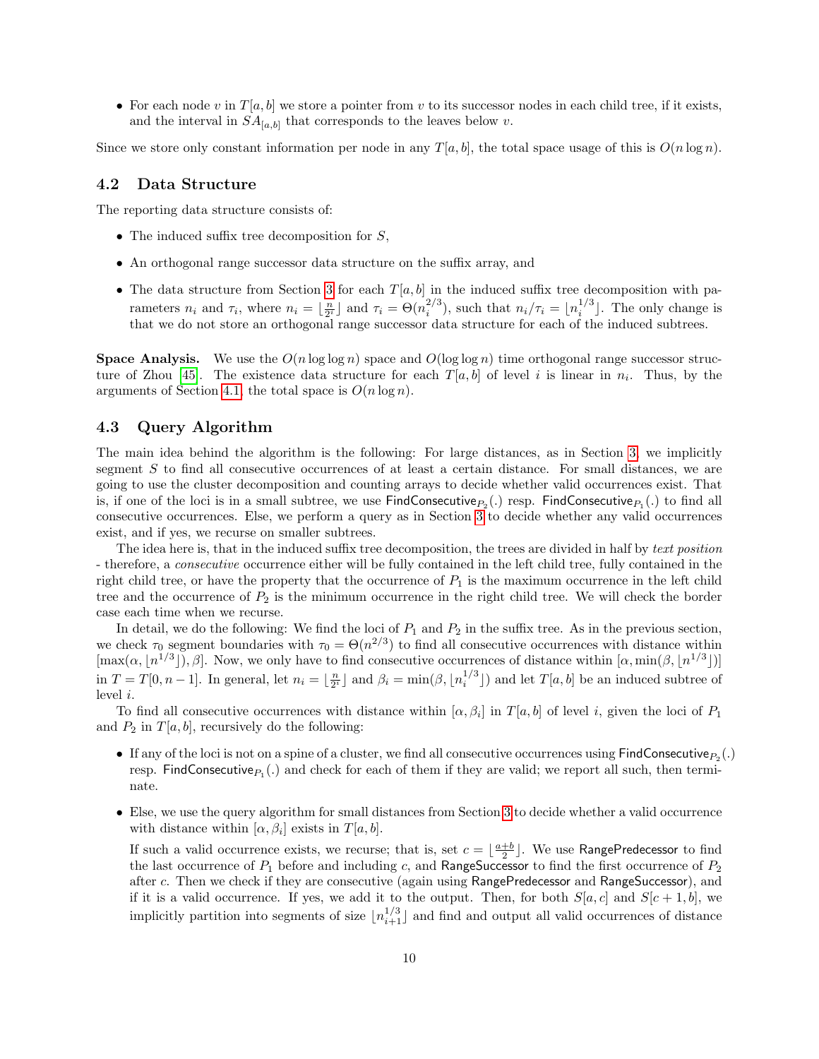- For each node $v$ in $T[a,b]$ we store a pointer from $v$ to its successor nodes in each child tree, if it exists, and the interval in $SA_{[a,b]}$ that corresponds to the leaves below $v$.

Since we store only constant information per node in any $T[a,b]$, the total space usage of this is $O(n \log n)$.

### 4.2 Data Structure

The reporting data structure consists of:

- The induced suffix tree decomposition for $S$,
- An orthogonal range successor data structure on the suffix array, and
- The data structure from Section 3 for each $T[a,b]$ in the induced suffix tree decomposition with parameters $n_i$ and $\tau_i$, where $n_i = \lfloor \frac{n}{2^i} \rfloor$ and $\tau_i = \Theta(n_i^{2/3})$, such that $n_i/\tau_i = \lfloor n_i^{1/3} \rfloor$. The only change is that we do not store an orthogonal range successor data structure for each of the induced subtrees.

**Space Analysis.** We use the $O(n \log\log n)$ space and $O(\log\log n)$ time orthogonal range successor structure of Zhou [45]. The existence data structure for each $T[a,b]$ of level $i$ is linear in $n_i$. Thus, by the arguments of Section 4.1, the total space is $O(n \log n)$.

### 4.3 Query Algorithm

The main idea behind the algorithm is the following: For large distances, as in Section 3, we implicitly segment $S$ to find all consecutive occurrences of at least a certain distance. For small distances, we are going to use the cluster decomposition and counting arrays to decide whether valid occurrences exist. That is, if one of the loci is in a small subtree, we use $\mathsf{FindConsecutive}_{P_2}(.)$ resp. $\mathsf{FindConsecutive}_{P_1}(.)$ to find all consecutive occurrences. Else, we perform a query as in Section 3 to decide whether any valid occurrences exist, and if yes, we recurse on smaller subtrees.

The idea here is, that in the induced suffix tree decomposition, the trees are divided in half by *text position* - therefore, a *consecutive* occurrence either will be fully contained in the left child tree, fully contained in the right child tree, or have the property that the occurrence of $P_1$ is the maximum occurrence in the left child tree and the occurrence of $P_2$ is the minimum occurrence in the right child tree. We will check the border case each time when we recurse.

In detail, we do the following: We find the loci of $P_1$ and $P_2$ in the suffix tree. As in the previous section, we check $\tau_0$ segment boundaries with $\tau_0 = \Theta(n^{2/3})$ to find all consecutive occurrences with distance within $[\max(\alpha, \lfloor n^{1/3} \rfloor), \beta]$. Now, we only have to find consecutive occurrences of distance within $[\alpha, \min(\beta, \lfloor n^{1/3} \rfloor)]$ in $T = T[0, n-1]$. In general, let $n_i = \lfloor \frac{n}{2^i} \rfloor$ and $\beta_i = \min(\beta, \lfloor n_i^{1/3} \rfloor)$ and let $T[a,b]$ be an induced subtree of level $i$.

To find all consecutive occurrences with distance within $[\alpha, \beta_i]$ in $T[a,b]$ of level $i$, given the loci of $P_1$ and $P_2$ in $T[a,b]$, recursively do the following:

- If any of the loci is not on a spine of a cluster, we find all consecutive occurrences using $\mathsf{FindConsecutive}_{P_2}(.)$ resp. $\mathsf{FindConsecutive}_{P_1}(.)$ and check for each of them if they are valid; we report all such, then terminate.
- Else, we use the query algorithm for small distances from Section 3 to decide whether a valid occurrence with distance within $[\alpha, \beta_i]$ exists in $T[a,b]$.

  If such a valid occurrence exists, we recurse; that is, set $c = \lfloor \frac{a+b}{2} \rfloor$. We use $\mathsf{RangePredecessor}$ to find the last occurrence of $P_1$ before and including $c$, and $\mathsf{RangeSuccessor}$ to find the first occurrence of $P_2$ after $c$. Then we check if they are consecutive (again using $\mathsf{RangePredecessor}$ and $\mathsf{RangeSuccessor}$), and if it is a valid occurrence. If yes, we add it to the output. Then, for both $S[a,c]$ and $S[c+1,b]$, we implicitly partition into segments of size $\lfloor n_{i+1}^{1/3} \rfloor$ and find and output all valid occurrences of distance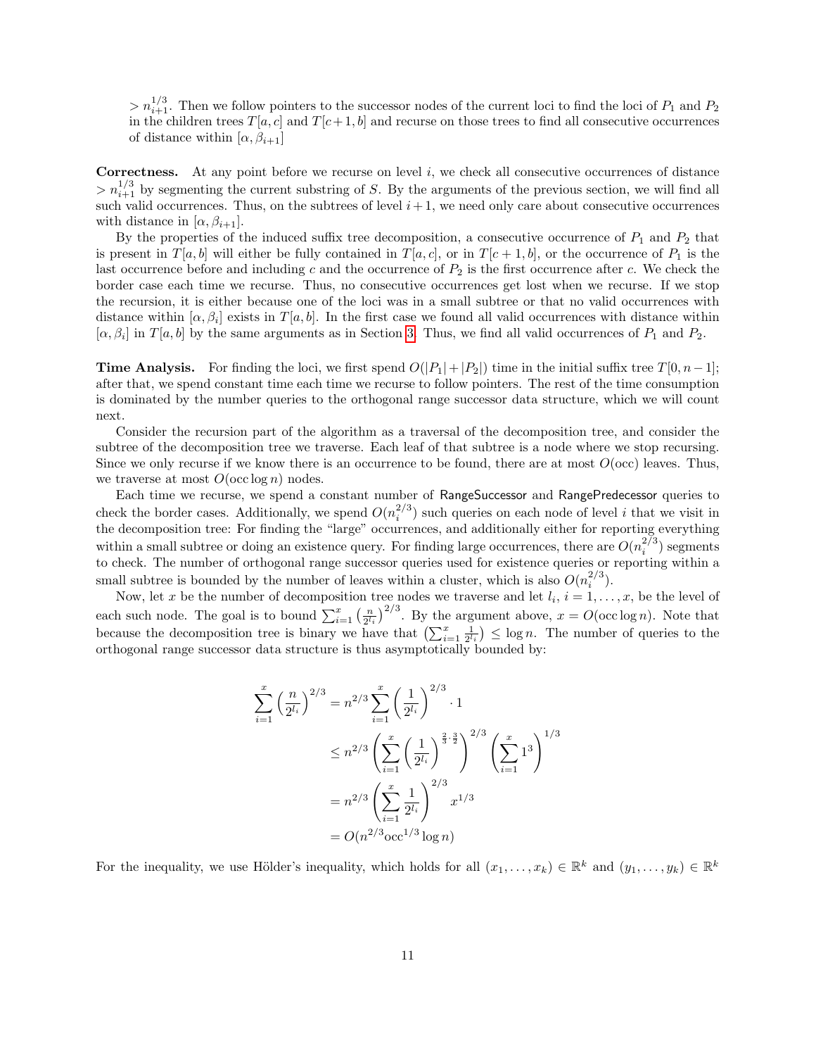$> n_{i+1}^{1/3}$. Then we follow pointers to the successor nodes of the current loci to find the loci of $P_1$ and $P_2$ in the children trees $T[a, c]$ and $T[c+1, b]$ and recurse on those trees to find all consecutive occurrences of distance within $[\alpha, \beta_{i+1}]$

**Correctness.** At any point before we recurse on level $i$, we check all consecutive occurrences of distance $> n_{i+1}^{1/3}$ by segmenting the current substring of $S$. By the arguments of the previous section, we will find all such valid occurrences. Thus, on the subtrees of level $i+1$, we need only care about consecutive occurrences with distance in $[\alpha, \beta_{i+1}]$.

By the properties of the induced suffix tree decomposition, a consecutive occurrence of $P_1$ and $P_2$ that is present in $T[a, b]$ will either be fully contained in $T[a, c]$, or in $T[c+1, b]$, or the occurrence of $P_1$ is the last occurrence before and including $c$ and the occurrence of $P_2$ is the first occurrence after $c$. We check the border case each time we recurse. Thus, no consecutive occurrences get lost when we recurse. If we stop the recursion, it is either because one of the loci was in a small subtree or that no valid occurrences with distance within $[\alpha, \beta_i]$ exists in $T[a, b]$. In the first case we found all valid occurrences with distance within $[\alpha, \beta_i]$ in $T[a, b]$ by the same arguments as in Section 3. Thus, we find all valid occurrences of $P_1$ and $P_2$.

**Time Analysis.** For finding the loci, we first spend $O(|P_1| + |P_2|)$ time in the initial suffix tree $T[0, n-1]$; after that, we spend constant time each time we recurse to follow pointers. The rest of the time consumption is dominated by the number queries to the orthogonal range successor data structure, which we will count next.

Consider the recursion part of the algorithm as a traversal of the decomposition tree, and consider the subtree of the decomposition tree we traverse. Each leaf of that subtree is a node where we stop recursing. Since we only recurse if we know there is an occurrence to be found, there are at most $O(\text{occ})$ leaves. Thus, we traverse at most $O(\text{occ} \log n)$ nodes.

Each time we recurse, we spend a constant number of RangeSuccessor and RangePredecessor queries to check the border cases. Additionally, we spend $O(n_i^{2/3})$ such queries on each node of level $i$ that we visit in the decomposition tree: For finding the "large" occurrences, and additionally either for reporting everything within a small subtree or doing an existence query. For finding large occurrences, there are $O(n_i^{2/3})$ segments to check. The number of orthogonal range successor queries used for existence queries or reporting within a small subtree is bounded by the number of leaves within a cluster, which is also $O(n_i^{2/3})$.

Now, let $x$ be the number of decomposition tree nodes we traverse and let $l_i$, $i = 1, \ldots, x$, be the level of each such node. The goal is to bound $\sum_{i=1}^{x} \left(\frac{n}{2^{l_i}}\right)^{2/3}$. By the argument above, $x = O(\text{occ} \log n)$. Note that because the decomposition tree is binary we have that $\left(\sum_{i=1}^{x} \frac{1}{2^{l_i}}\right) \leq \log n$. The number of queries to the orthogonal range successor data structure is thus asymptotically bounded by:

$$
\begin{aligned}
\sum_{i=1}^{x} \left(\frac{n}{2^{l_i}}\right)^{2/3} &= n^{2/3} \sum_{i=1}^{x} \left(\frac{1}{2^{l_i}}\right)^{2/3} \cdot 1 \\
&\leq n^{2/3} \left( \sum_{i=1}^{x} \left(\frac{1}{2^{l_i}}\right)^{\frac{2}{3} \cdot \frac{3}{2}} \right)^{2/3} \left( \sum_{i=1}^{x} 1^3 \right)^{1/3} \\
&= n^{2/3} \left( \sum_{i=1}^{x} \frac{1}{2^{l_i}} \right)^{2/3} x^{1/3} \\
&= O(n^{2/3} \text{occ}^{1/3} \log n)
\end{aligned}
$$

For the inequality, we use Hölder's inequality, which holds for all $(x_1, \ldots, x_k) \in \mathbb{R}^k$ and $(y_1, \ldots, y_k) \in \mathbb{R}^k$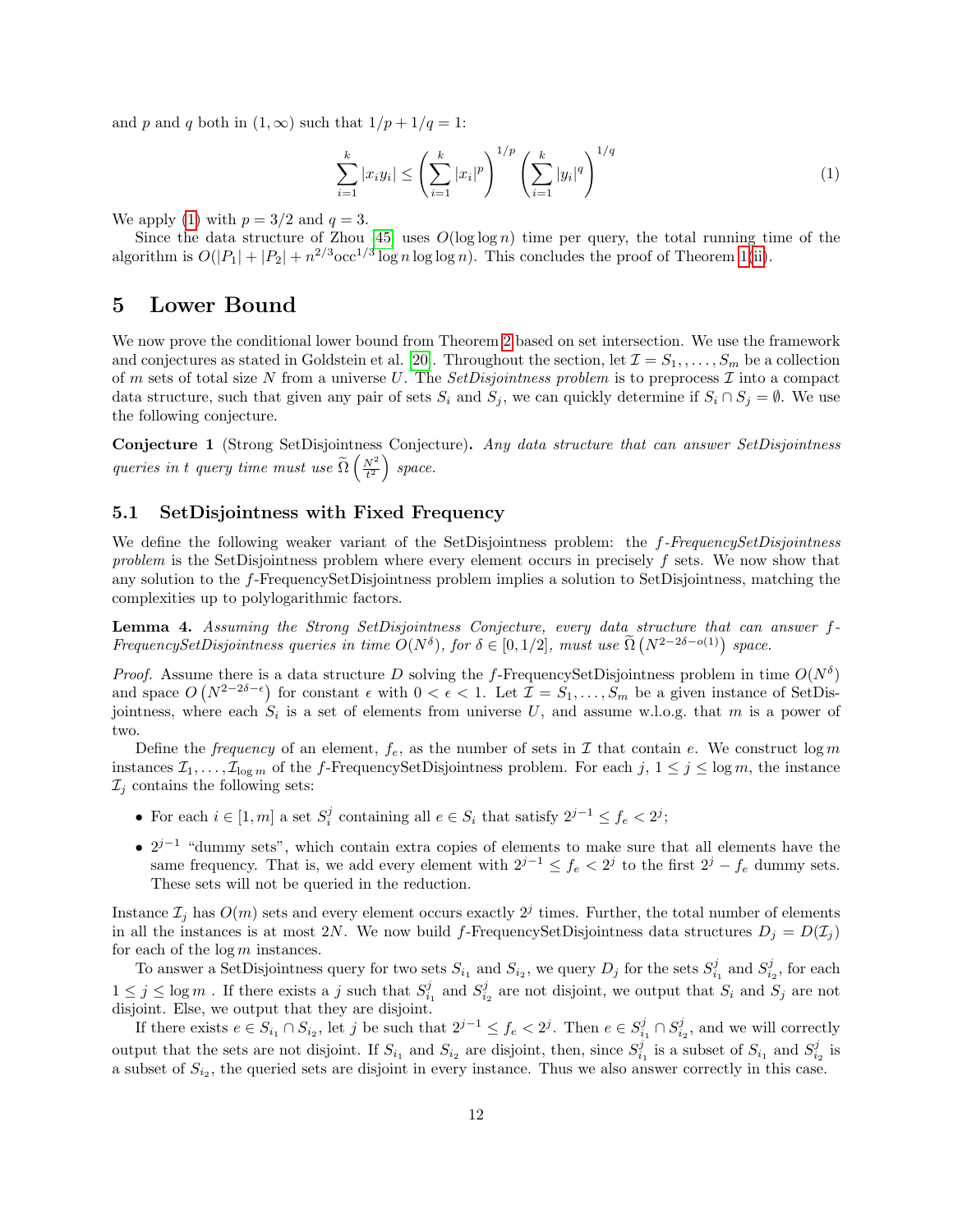and $p$ and $q$ both in $(1, \infty)$ such that $1/p + 1/q = 1$:

$$\sum_{i=1}^{k} |x_i y_i| \leq \left( \sum_{i=1}^{k} |x_i|^p \right)^{1/p} \left( \sum_{i=1}^{k} |y_i|^q \right)^{1/q} \tag{1}$$

We apply (1) with $p = 3/2$ and $q = 3$.

Since the data structure of Zhou [45] uses $O(\log \log n)$ time per query, the total running time of the algorithm is $O(|P_1| + |P_2| + n^{2/3}\text{occ}^{1/3} \log n \log \log n)$. This concludes the proof of Theorem 1(ii).

# 5 Lower Bound

We now prove the conditional lower bound from Theorem 2 based on set intersection. We use the framework and conjectures as stated in Goldstein et al. [20]. Throughout the section, let $\mathcal{I} = S_1, \ldots, S_m$ be a collection of $m$ sets of total size $N$ from a universe $U$. The *SetDisjointness problem* is to preprocess $\mathcal{I}$ into a compact data structure, such that given any pair of sets $S_i$ and $S_j$, we can quickly determine if $S_i \cap S_j = \emptyset$. We use the following conjecture.

**Conjecture 1** (Strong SetDisjointness Conjecture). *Any data structure that can answer SetDisjointness queries in $t$ query time must use $\widetilde{\Omega}\left(\frac{N^2}{t^2}\right)$ space.*

## 5.1 SetDisjointness with Fixed Frequency

We define the following weaker variant of the SetDisjointness problem: the *$f$-FrequencySetDisjointness problem* is the SetDisjointness problem where every element occurs in precisely $f$ sets. We now show that any solution to the $f$-FrequencySetDisjointness problem implies a solution to SetDisjointness, matching the complexities up to polylogarithmic factors.

**Lemma 4.** *Assuming the Strong SetDisjointness Conjecture, every data structure that can answer $f$-FrequencySetDisjointness queries in time $O(N^\delta)$, for $\delta \in [0, 1/2]$, must use $\widetilde{\Omega}\left(N^{2-2\delta-o(1)}\right)$ space.*

*Proof.* Assume there is a data structure $D$ solving the $f$-FrequencySetDisjointness problem in time $O(N^\delta)$ and space $O\left(N^{2-2\delta-\epsilon}\right)$ for constant $\epsilon$ with $0 < \epsilon < 1$. Let $\mathcal{I} = S_1, \ldots, S_m$ be a given instance of SetDisjointness, where each $S_i$ is a set of elements from universe $U$, and assume w.l.o.g. that $m$ is a power of two.

Define the *frequency* of an element, $f_e$, as the number of sets in $\mathcal{I}$ that contain $e$. We construct $\log m$ instances $\mathcal{I}_1, \ldots, \mathcal{I}_{\log m}$ of the $f$-FrequencySetDisjointness problem. For each $j$, $1 \leq j \leq \log m$, the instance $\mathcal{I}_j$ contains the following sets:

- For each $i \in [1, m]$ a set $S_i^j$ containing all $e \in S_i$ that satisfy $2^{j-1} \leq f_e < 2^j$;
- $2^{j-1}$ "dummy sets", which contain extra copies of elements to make sure that all elements have the same frequency. That is, we add every element with $2^{j-1} \leq f_e < 2^j$ to the first $2^j - f_e$ dummy sets. These sets will not be queried in the reduction.

Instance $\mathcal{I}_j$ has $O(m)$ sets and every element occurs exactly $2^j$ times. Further, the total number of elements in all the instances is at most $2N$. We now build $f$-FrequencySetDisjointness data structures $D_j = D(\mathcal{I}_j)$ for each of the $\log m$ instances.

To answer a SetDisjointness query for two sets $S_{i_1}$ and $S_{i_2}$, we query $D_j$ for the sets $S_{i_1}^j$ and $S_{i_2}^j$, for each $1 \leq j \leq \log m$ . If there exists a $j$ such that $S_{i_1}^j$ and $S_{i_2}^j$ are not disjoint, we output that $S_i$ and $S_j$ are not disjoint. Else, we output that they are disjoint.

If there exists $e \in S_{i_1} \cap S_{i_2}$, let $j$ be such that $2^{j-1} \leq f_e < 2^j$. Then $e \in S_{i_1}^j \cap S_{i_2}^j$, and we will correctly output that the sets are not disjoint. If $S_{i_1}$ and $S_{i_2}$ are disjoint, then, since $S_{i_1}^j$ is a subset of $S_{i_1}$ and $S_{i_2}^j$ is a subset of $S_{i_2}$, the queried sets are disjoint in every instance. Thus we also answer correctly in this case.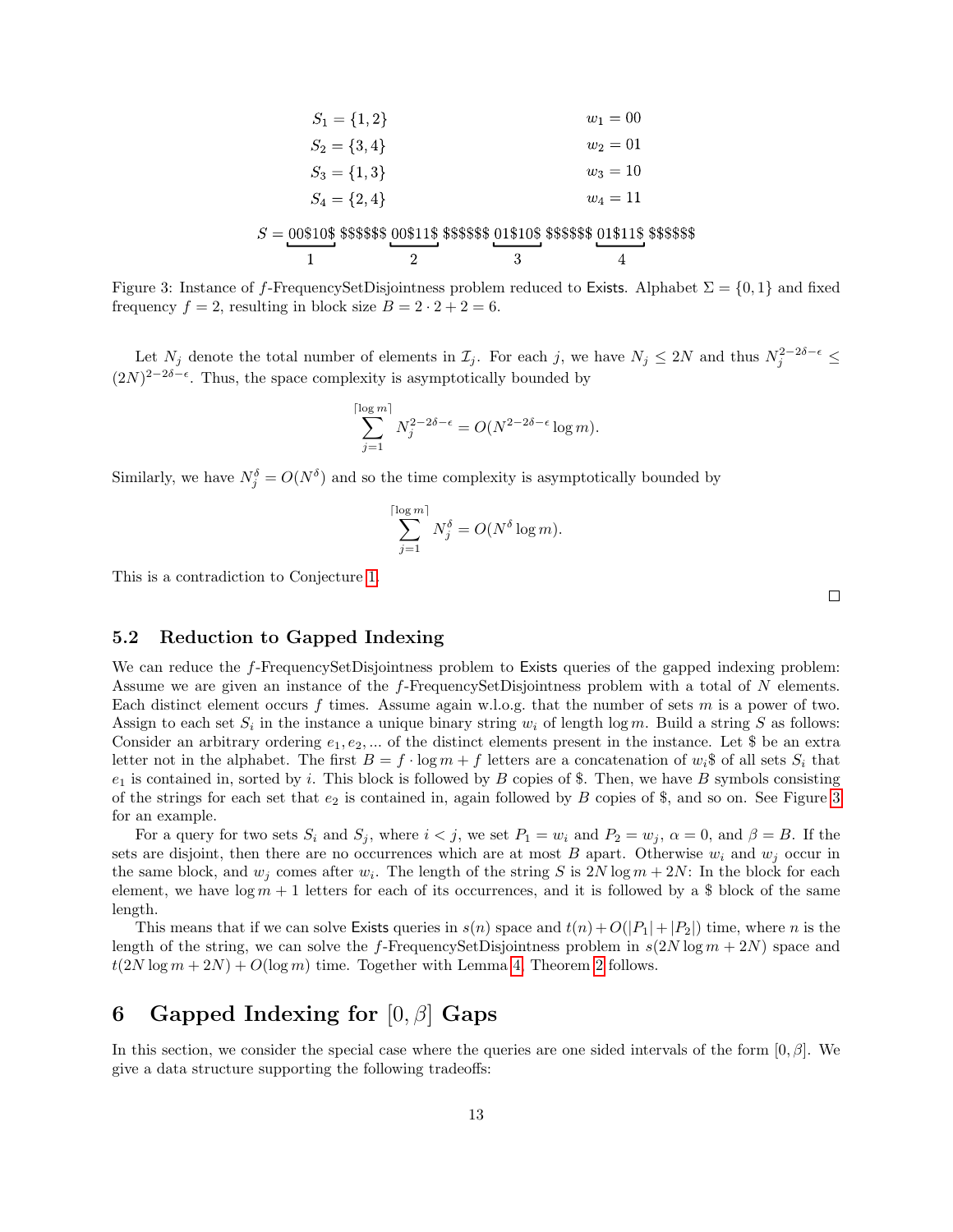$$S_1 = \{1, 2\} \qquad\qquad w_1 = 00$$
$$S_2 = \{3, 4\} \qquad\qquad w_2 = 01$$
$$S_3 = \{1, 3\} \qquad\qquad w_3 = 10$$
$$S_4 = \{2, 4\} \qquad\qquad w_4 = 11$$

$$S = \underbrace{00\$10\$}_{1}\ \$\$\$\$\$\$\ \underbrace{00\$11\$}_{2}\ \$\$\$\$\$\$\ \underbrace{01\$10\$}_{3}\ \$\$\$\$\$\$\ \underbrace{01\$11\$}_{4}\ \$\$\$\$\$\$$$

Figure 3: Instance of $f$-FrequencySetDisjointness problem reduced to Exists. Alphabet $\Sigma = \{0, 1\}$ and fixed frequency $f = 2$, resulting in block size $B = 2 \cdot 2 + 2 = 6$.

Let $N_j$ denote the total number of elements in $\mathcal{I}_j$. For each $j$, we have $N_j \leq 2N$ and thus $N_j^{2-2\delta-\epsilon} \leq (2N)^{2-2\delta-\epsilon}$. Thus, the space complexity is asymptotically bounded by

$$\sum_{j=1}^{\lceil \log m \rceil} N_j^{2-2\delta-\epsilon} = O(N^{2-2\delta-\epsilon} \log m).$$

Similarly, we have $N_j^{\delta} = O(N^{\delta})$ and so the time complexity is asymptotically bounded by

$$\sum_{j=1}^{\lceil \log m \rceil} N_j^{\delta} = O(N^{\delta} \log m).$$

This is a contradiction to Conjecture 1.

□

## 5.2 Reduction to Gapped Indexing

We can reduce the $f$-FrequencySetDisjointness problem to Exists queries of the gapped indexing problem: Assume we are given an instance of the $f$-FrequencySetDisjointness problem with a total of $N$ elements. Each distinct element occurs $f$ times. Assume again w.l.o.g. that the number of sets $m$ is a power of two. Assign to each set $S_i$ in the instance a unique binary string $w_i$ of length $\log m$. Build a string $S$ as follows: Consider an arbitrary ordering $e_1, e_2, \ldots$ of the distinct elements present in the instance. Let \$ be an extra letter not in the alphabet. The first $B = f \cdot \log m + f$ letters are a concatenation of $w_i\$$ of all sets $S_i$ that $e_1$ is contained in, sorted by $i$. This block is followed by $B$ copies of \$. Then, we have $B$ symbols consisting of the strings for each set that $e_2$ is contained in, again followed by $B$ copies of \$, and so on. See Figure 3 for an example.

For a query for two sets $S_i$ and $S_j$, where $i < j$, we set $P_1 = w_i$ and $P_2 = w_j$, $\alpha = 0$, and $\beta = B$. If the sets are disjoint, then there are no occurrences which are at most $B$ apart. Otherwise $w_i$ and $w_j$ occur in the same block, and $w_j$ comes after $w_i$. The length of the string $S$ is $2N \log m + 2N$: In the block for each element, we have $\log m + 1$ letters for each of its occurrences, and it is followed by a \$ block of the same length.

This means that if we can solve Exists queries in $s(n)$ space and $t(n) + O(|P_1| + |P_2|)$ time, where $n$ is the length of the string, we can solve the $f$-FrequencySetDisjointness problem in $s(2N \log m + 2N)$ space and $t(2N \log m + 2N) + O(\log m)$ time. Together with Lemma 4, Theorem 2 follows.

# 6 Gapped Indexing for $[0, \beta]$ Gaps

In this section, we consider the special case where the queries are one sided intervals of the form $[0, \beta]$. We give a data structure supporting the following tradeoffs: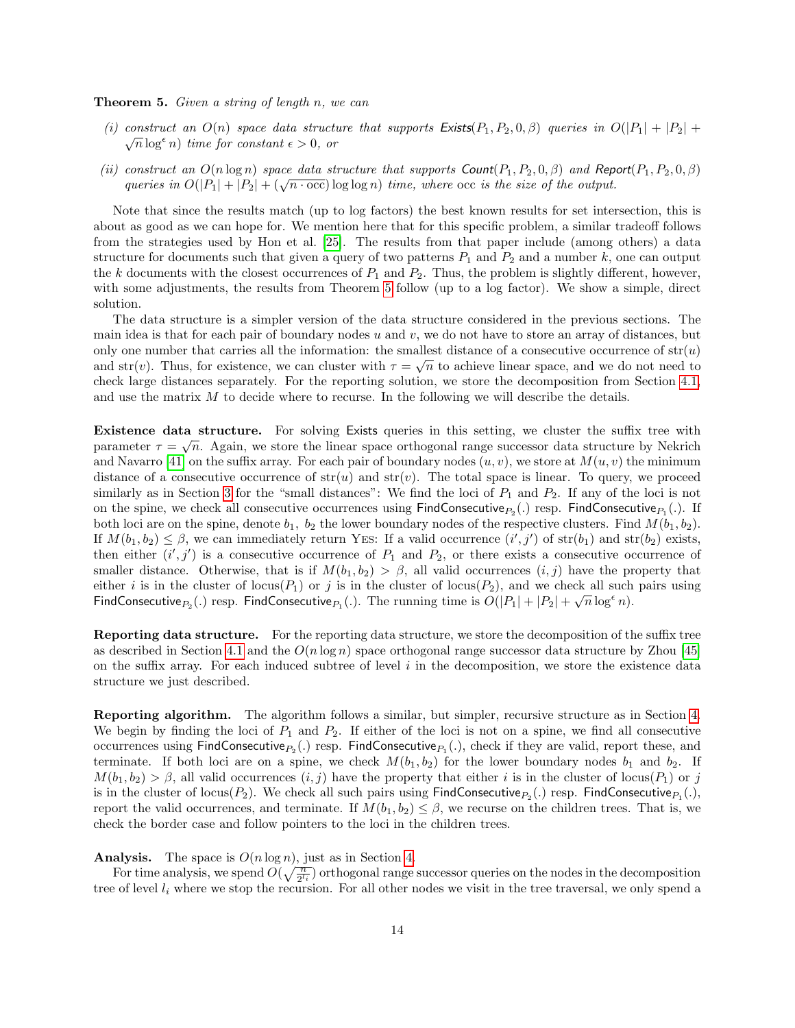**Theorem 5.** *Given a string of length $n$, we can*

*(i) construct an $O(n)$ space data structure that supports $\textsf{Exists}(P_1, P_2, 0, \beta)$ queries in $O(|P_1| + |P_2| + \sqrt{n}\log^{\epsilon} n)$ time for constant $\epsilon > 0$, or*

*(ii) construct an $O(n \log n)$ space data structure that supports $\textsf{Count}(P_1, P_2, 0, \beta)$ and $\textsf{Report}(P_1, P_2, 0, \beta)$ queries in $O(|P_1| + |P_2| + (\sqrt{n \cdot \text{occ}}) \log\log n)$ time, where occ is the size of the output.*

Note that since the results match (up to log factors) the best known results for set intersection, this is about as good as we can hope for. We mention here that for this specific problem, a similar tradeoff follows from the strategies used by Hon et al. [25]. The results from that paper include (among others) a data structure for documents such that given a query of two patterns $P_1$ and $P_2$ and a number $k$, one can output the $k$ documents with the closest occurrences of $P_1$ and $P_2$. Thus, the problem is slightly different, however, with some adjustments, the results from Theorem 5 follow (up to a log factor). We show a simple, direct solution.

The data structure is a simpler version of the data structure considered in the previous sections. The main idea is that for each pair of boundary nodes $u$ and $v$, we do not have to store an array of distances, but only one number that carries all the information: the smallest distance of a consecutive occurrence of $\text{str}(u)$ and $\text{str}(v)$. Thus, for existence, we can cluster with $\tau = \sqrt{n}$ to achieve linear space, and we do not need to check large distances separately. For the reporting solution, we store the decomposition from Section 4.1, and use the matrix $M$ to decide where to recurse. In the following we will describe the details.

**Existence data structure.** For solving Exists queries in this setting, we cluster the suffix tree with parameter $\tau = \sqrt{n}$. Again, we store the linear space orthogonal range successor data structure by Nekrich and Navarro [41] on the suffix array. For each pair of boundary nodes $(u, v)$, we store at $M(u, v)$ the minimum distance of a consecutive occurrence of $\text{str}(u)$ and $\text{str}(v)$. The total space is linear. To query, we proceed similarly as in Section 3 for the "small distances": We find the loci of $P_1$ and $P_2$. If any of the loci is not on the spine, we check all consecutive occurrences using $\textsf{FindConsecutive}_{P_2}(.)$ resp. $\textsf{FindConsecutive}_{P_1}(.)$. If both loci are on the spine, denote $b_1$, $b_2$ the lower boundary nodes of the respective clusters. Find $M(b_1, b_2)$. If $M(b_1, b_2) \leq \beta$, we can immediately return YES: If a valid occurrence $(i', j')$ of $\text{str}(b_1)$ and $\text{str}(b_2)$ exists, then either $(i', j')$ is a consecutive occurrence of $P_1$ and $P_2$, or there exists a consecutive occurrence of smaller distance. Otherwise, that is if $M(b_1, b_2) > \beta$, all valid occurrences $(i, j)$ have the property that either $i$ is in the cluster of $\text{locus}(P_1)$ or $j$ is in the cluster of $\text{locus}(P_2)$, and we check all such pairs using $\textsf{FindConsecutive}_{P_2}(.)$ resp. $\textsf{FindConsecutive}_{P_1}(.)$. The running time is $O(|P_1| + |P_2| + \sqrt{n}\log^{\epsilon} n)$.

**Reporting data structure.** For the reporting data structure, we store the decomposition of the suffix tree as described in Section 4.1 and the $O(n \log n)$ space orthogonal range successor data structure by Zhou [45] on the suffix array. For each induced subtree of level $i$ in the decomposition, we store the existence data structure we just described.

**Reporting algorithm.** The algorithm follows a similar, but simpler, recursive structure as in Section 4. We begin by finding the loci of $P_1$ and $P_2$. If either of the loci is not on a spine, we find all consecutive occurrences using $\textsf{FindConsecutive}_{P_2}(.)$ resp. $\textsf{FindConsecutive}_{P_1}(.)$, check if they are valid, report these, and terminate. If both loci are on a spine, we check $M(b_1, b_2)$ for the lower boundary nodes $b_1$ and $b_2$. If $M(b_1, b_2) > \beta$, all valid occurrences $(i, j)$ have the property that either $i$ is in the cluster of $\text{locus}(P_1)$ or $j$ is in the cluster of $\text{locus}(P_2)$. We check all such pairs using $\textsf{FindConsecutive}_{P_2}(.)$ resp. $\textsf{FindConsecutive}_{P_1}(.)$, report the valid occurrences, and terminate. If $M(b_1, b_2) \leq \beta$, we recurse on the children trees. That is, we check the border case and follow pointers to the loci in the children trees.

**Analysis.** The space is $O(n \log n)$, just as in Section 4.

For time analysis, we spend $O(\sqrt{\frac{n}{2^{l_i}}})$ orthogonal range successor queries on the nodes in the decomposition tree of level $l_i$ where we stop the recursion. For all other nodes we visit in the tree traversal, we only spend a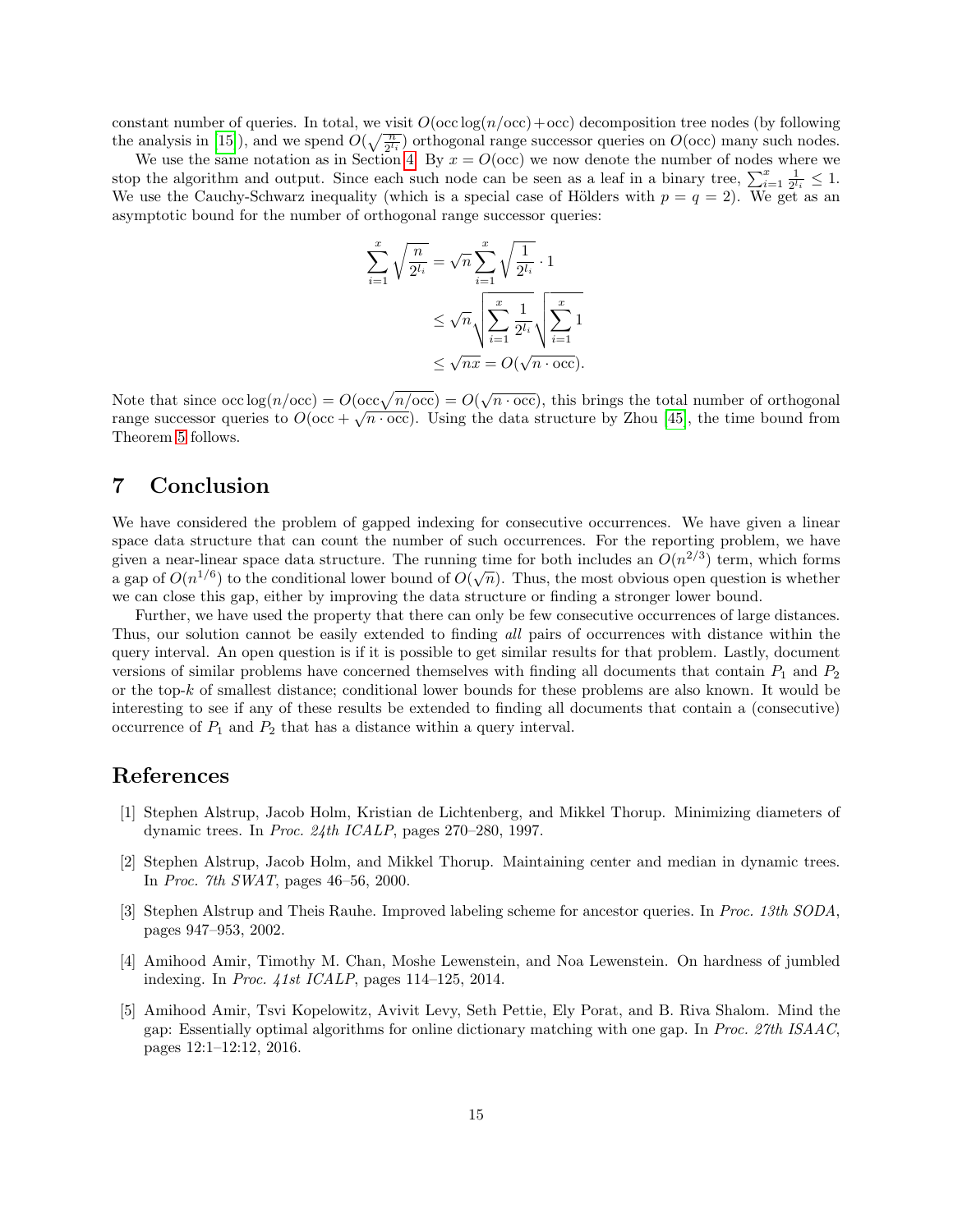constant number of queries. In total, we visit $O(\text{occ}\log(n/\text{occ})+\text{occ})$ decomposition tree nodes (by following the analysis in [15]), and we spend $O(\sqrt{\frac{n}{2^{l_i}}})$ orthogonal range successor queries on $O(\text{occ})$ many such nodes.

We use the same notation as in Section 4. By $x = O(\text{occ})$ we now denote the number of nodes where we stop the algorithm and output. Since each such node can be seen as a leaf in a binary tree, $\sum_{i=1}^{x} \frac{1}{2^{l_i}} \leq 1$. We use the Cauchy-Schwarz inequality (which is a special case of Hölders with $p = q = 2$). We get as an asymptotic bound for the number of orthogonal range successor queries:

$$
\begin{aligned}
\sum_{i=1}^{x} \sqrt{\frac{n}{2^{l_i}}} &= \sqrt{n} \sum_{i=1}^{x} \sqrt{\frac{1}{2^{l_i}}} \cdot 1 \\
&\leq \sqrt{n} \sqrt{\sum_{i=1}^{x} \frac{1}{2^{l_i}}} \sqrt{\sum_{i=1}^{x} 1} \\
&\leq \sqrt{nx} = O(\sqrt{n \cdot \text{occ}}).
\end{aligned}
$$

Note that since $\text{occ}\log(n/\text{occ}) = O(\text{occ}\sqrt{n/\text{occ}}) = O(\sqrt{n \cdot \text{occ}})$, this brings the total number of orthogonal range successor queries to $O(\text{occ} + \sqrt{n \cdot \text{occ}})$. Using the data structure by Zhou [45], the time bound from Theorem 5 follows.

## 7 Conclusion

We have considered the problem of gapped indexing for consecutive occurrences. We have given a linear space data structure that can count the number of such occurrences. For the reporting problem, we have given a near-linear space data structure. The running time for both includes an $O(n^{2/3})$ term, which forms a gap of $O(n^{1/6})$ to the conditional lower bound of $O(\sqrt{n})$. Thus, the most obvious open question is whether we can close this gap, either by improving the data structure or finding a stronger lower bound.

Further, we have used the property that there can only be few consecutive occurrences of large distances. Thus, our solution cannot be easily extended to finding *all* pairs of occurrences with distance within the query interval. An open question is if it is possible to get similar results for that problem. Lastly, document versions of similar problems have concerned themselves with finding all documents that contain $P_1$ and $P_2$ or the top-$k$ of smallest distance; conditional lower bounds for these problems are also known. It would be interesting to see if any of these results be extended to finding all documents that contain a (consecutive) occurrence of $P_1$ and $P_2$ that has a distance within a query interval.

## References

[1] Stephen Alstrup, Jacob Holm, Kristian de Lichtenberg, and Mikkel Thorup. Minimizing diameters of dynamic trees. In *Proc. 24th ICALP*, pages 270–280, 1997.

[2] Stephen Alstrup, Jacob Holm, and Mikkel Thorup. Maintaining center and median in dynamic trees. In *Proc. 7th SWAT*, pages 46–56, 2000.

[3] Stephen Alstrup and Theis Rauhe. Improved labeling scheme for ancestor queries. In *Proc. 13th SODA*, pages 947–953, 2002.

[4] Amihood Amir, Timothy M. Chan, Moshe Lewenstein, and Noa Lewenstein. On hardness of jumbled indexing. In *Proc. 41st ICALP*, pages 114–125, 2014.

[5] Amihood Amir, Tsvi Kopelowitz, Avivit Levy, Seth Pettie, Ely Porat, and B. Riva Shalom. Mind the gap: Essentially optimal algorithms for online dictionary matching with one gap. In *Proc. 27th ISAAC*, pages 12:1–12:12, 2016.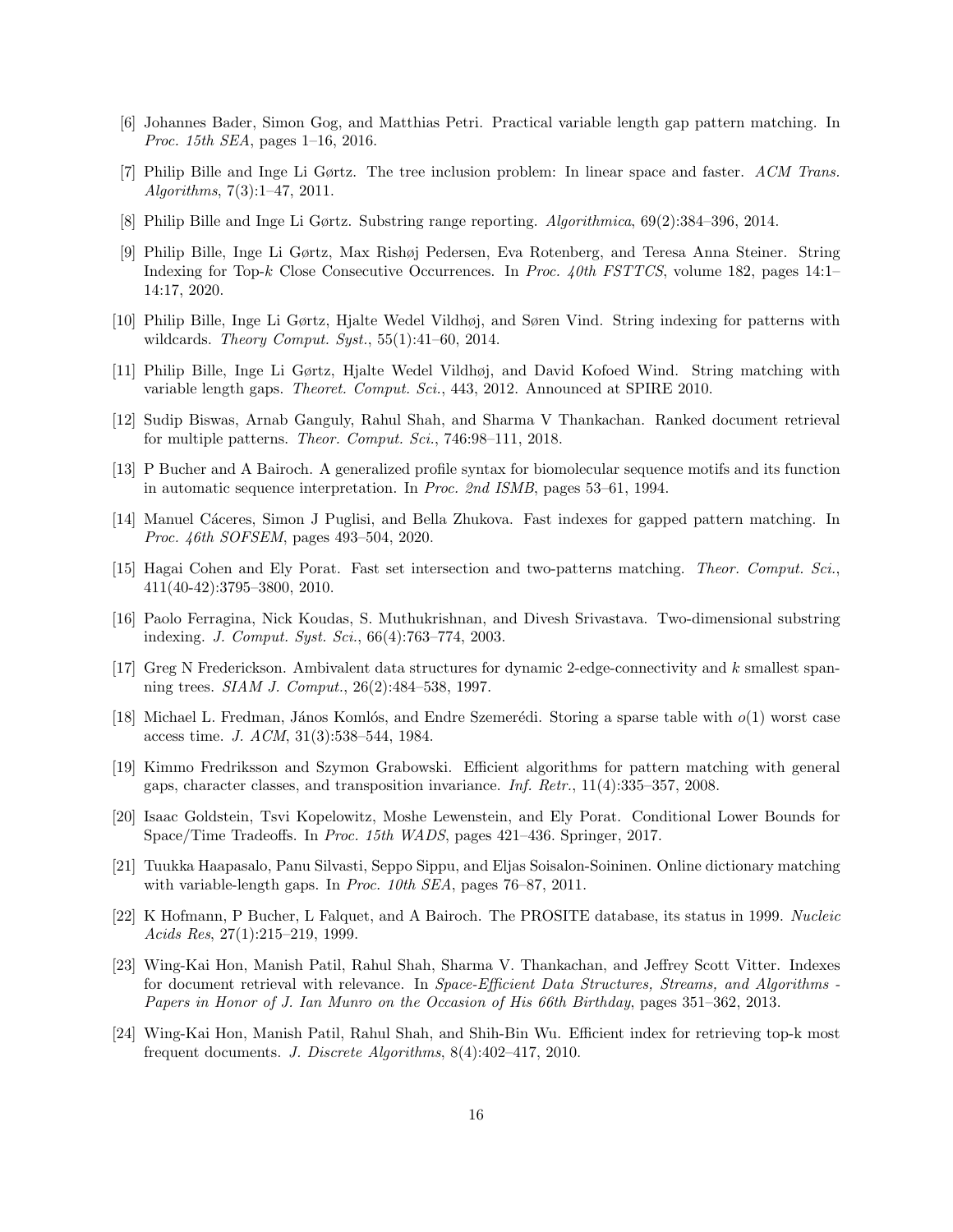[6] Johannes Bader, Simon Gog, and Matthias Petri. Practical variable length gap pattern matching. In *Proc. 15th SEA*, pages 1–16, 2016.

[7] Philip Bille and Inge Li Gørtz. The tree inclusion problem: In linear space and faster. *ACM Trans. Algorithms*, 7(3):1–47, 2011.

[8] Philip Bille and Inge Li Gørtz. Substring range reporting. *Algorithmica*, 69(2):384–396, 2014.

[9] Philip Bille, Inge Li Gørtz, Max Rishøj Pedersen, Eva Rotenberg, and Teresa Anna Steiner. String Indexing for Top-$k$ Close Consecutive Occurrences. In *Proc. 40th FSTTCS*, volume 182, pages 14:1–14:17, 2020.

[10] Philip Bille, Inge Li Gørtz, Hjalte Wedel Vildhøj, and Søren Vind. String indexing for patterns with wildcards. *Theory Comput. Syst.*, 55(1):41–60, 2014.

[11] Philip Bille, Inge Li Gørtz, Hjalte Wedel Vildhøj, and David Kofoed Wind. String matching with variable length gaps. *Theoret. Comput. Sci.*, 443, 2012. Announced at SPIRE 2010.

[12] Sudip Biswas, Arnab Ganguly, Rahul Shah, and Sharma V Thankachan. Ranked document retrieval for multiple patterns. *Theor. Comput. Sci.*, 746:98–111, 2018.

[13] P Bucher and A Bairoch. A generalized profile syntax for biomolecular sequence motifs and its function in automatic sequence interpretation. In *Proc. 2nd ISMB*, pages 53–61, 1994.

[14] Manuel Cáceres, Simon J Puglisi, and Bella Zhukova. Fast indexes for gapped pattern matching. In *Proc. 46th SOFSEM*, pages 493–504, 2020.

[15] Hagai Cohen and Ely Porat. Fast set intersection and two-patterns matching. *Theor. Comput. Sci.*, 411(40-42):3795–3800, 2010.

[16] Paolo Ferragina, Nick Koudas, S. Muthukrishnan, and Divesh Srivastava. Two-dimensional substring indexing. *J. Comput. Syst. Sci.*, 66(4):763–774, 2003.

[17] Greg N Frederickson. Ambivalent data structures for dynamic 2-edge-connectivity and $k$ smallest spanning trees. *SIAM J. Comput.*, 26(2):484–538, 1997.

[18] Michael L. Fredman, János Komlós, and Endre Szemerédi. Storing a sparse table with $o(1)$ worst case access time. *J. ACM*, 31(3):538–544, 1984.

[19] Kimmo Fredriksson and Szymon Grabowski. Efficient algorithms for pattern matching with general gaps, character classes, and transposition invariance. *Inf. Retr.*, 11(4):335–357, 2008.

[20] Isaac Goldstein, Tsvi Kopelowitz, Moshe Lewenstein, and Ely Porat. Conditional Lower Bounds for Space/Time Tradeoffs. In *Proc. 15th WADS*, pages 421–436. Springer, 2017.

[21] Tuukka Haapasalo, Panu Silvasti, Seppo Sippu, and Eljas Soisalon-Soininen. Online dictionary matching with variable-length gaps. In *Proc. 10th SEA*, pages 76–87, 2011.

[22] K Hofmann, P Bucher, L Falquet, and A Bairoch. The PROSITE database, its status in 1999. *Nucleic Acids Res*, 27(1):215–219, 1999.

[23] Wing-Kai Hon, Manish Patil, Rahul Shah, Sharma V. Thankachan, and Jeffrey Scott Vitter. Indexes for document retrieval with relevance. In *Space-Efficient Data Structures, Streams, and Algorithms - Papers in Honor of J. Ian Munro on the Occasion of His 66th Birthday*, pages 351–362, 2013.

[24] Wing-Kai Hon, Manish Patil, Rahul Shah, and Shih-Bin Wu. Efficient index for retrieving top-k most frequent documents. *J. Discrete Algorithms*, 8(4):402–417, 2010.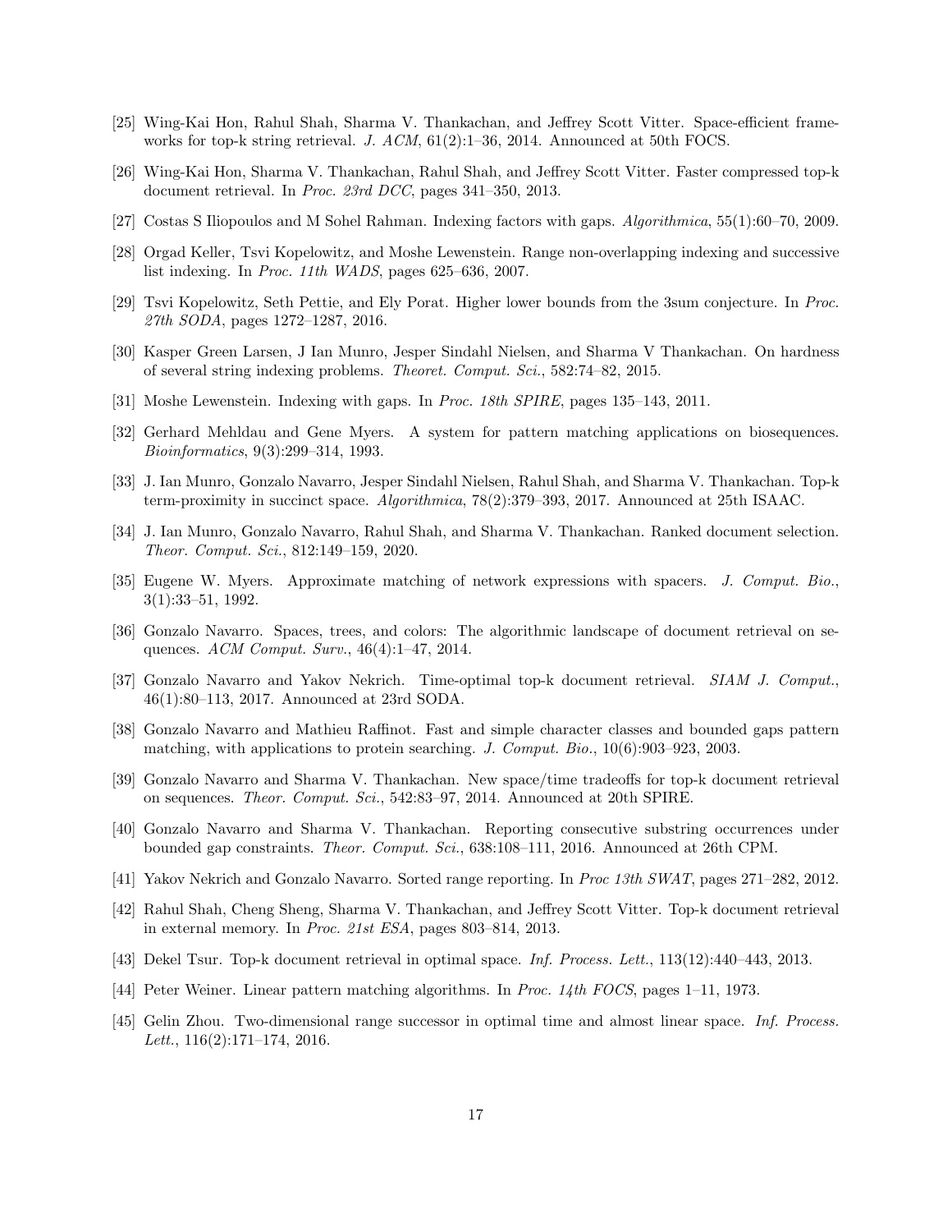[25] Wing-Kai Hon, Rahul Shah, Sharma V. Thankachan, and Jeffrey Scott Vitter. Space-efficient frameworks for top-k string retrieval. *J. ACM*, 61(2):1–36, 2014. Announced at 50th FOCS.

[26] Wing-Kai Hon, Sharma V. Thankachan, Rahul Shah, and Jeffrey Scott Vitter. Faster compressed top-k document retrieval. In *Proc. 23rd DCC*, pages 341–350, 2013.

[27] Costas S Iliopoulos and M Sohel Rahman. Indexing factors with gaps. *Algorithmica*, 55(1):60–70, 2009.

[28] Orgad Keller, Tsvi Kopelowitz, and Moshe Lewenstein. Range non-overlapping indexing and successive list indexing. In *Proc. 11th WADS*, pages 625–636, 2007.

[29] Tsvi Kopelowitz, Seth Pettie, and Ely Porat. Higher lower bounds from the 3sum conjecture. In *Proc. 27th SODA*, pages 1272–1287, 2016.

[30] Kasper Green Larsen, J Ian Munro, Jesper Sindahl Nielsen, and Sharma V Thankachan. On hardness of several string indexing problems. *Theoret. Comput. Sci.*, 582:74–82, 2015.

[31] Moshe Lewenstein. Indexing with gaps. In *Proc. 18th SPIRE*, pages 135–143, 2011.

[32] Gerhard Mehldau and Gene Myers. A system for pattern matching applications on biosequences. *Bioinformatics*, 9(3):299–314, 1993.

[33] J. Ian Munro, Gonzalo Navarro, Jesper Sindahl Nielsen, Rahul Shah, and Sharma V. Thankachan. Top-k term-proximity in succinct space. *Algorithmica*, 78(2):379–393, 2017. Announced at 25th ISAAC.

[34] J. Ian Munro, Gonzalo Navarro, Rahul Shah, and Sharma V. Thankachan. Ranked document selection. *Theor. Comput. Sci.*, 812:149–159, 2020.

[35] Eugene W. Myers. Approximate matching of network expressions with spacers. *J. Comput. Bio.*, 3(1):33–51, 1992.

[36] Gonzalo Navarro. Spaces, trees, and colors: The algorithmic landscape of document retrieval on sequences. *ACM Comput. Surv.*, 46(4):1–47, 2014.

[37] Gonzalo Navarro and Yakov Nekrich. Time-optimal top-k document retrieval. *SIAM J. Comput.*, 46(1):80–113, 2017. Announced at 23rd SODA.

[38] Gonzalo Navarro and Mathieu Raffinot. Fast and simple character classes and bounded gaps pattern matching, with applications to protein searching. *J. Comput. Bio.*, 10(6):903–923, 2003.

[39] Gonzalo Navarro and Sharma V. Thankachan. New space/time tradeoffs for top-k document retrieval on sequences. *Theor. Comput. Sci.*, 542:83–97, 2014. Announced at 20th SPIRE.

[40] Gonzalo Navarro and Sharma V. Thankachan. Reporting consecutive substring occurrences under bounded gap constraints. *Theor. Comput. Sci.*, 638:108–111, 2016. Announced at 26th CPM.

[41] Yakov Nekrich and Gonzalo Navarro. Sorted range reporting. In *Proc 13th SWAT*, pages 271–282, 2012.

[42] Rahul Shah, Cheng Sheng, Sharma V. Thankachan, and Jeffrey Scott Vitter. Top-k document retrieval in external memory. In *Proc. 21st ESA*, pages 803–814, 2013.

[43] Dekel Tsur. Top-k document retrieval in optimal space. *Inf. Process. Lett.*, 113(12):440–443, 2013.

[44] Peter Weiner. Linear pattern matching algorithms. In *Proc. 14th FOCS*, pages 1–11, 1973.

[45] Gelin Zhou. Two-dimensional range successor in optimal time and almost linear space. *Inf. Process. Lett.*, 116(2):171–174, 2016.